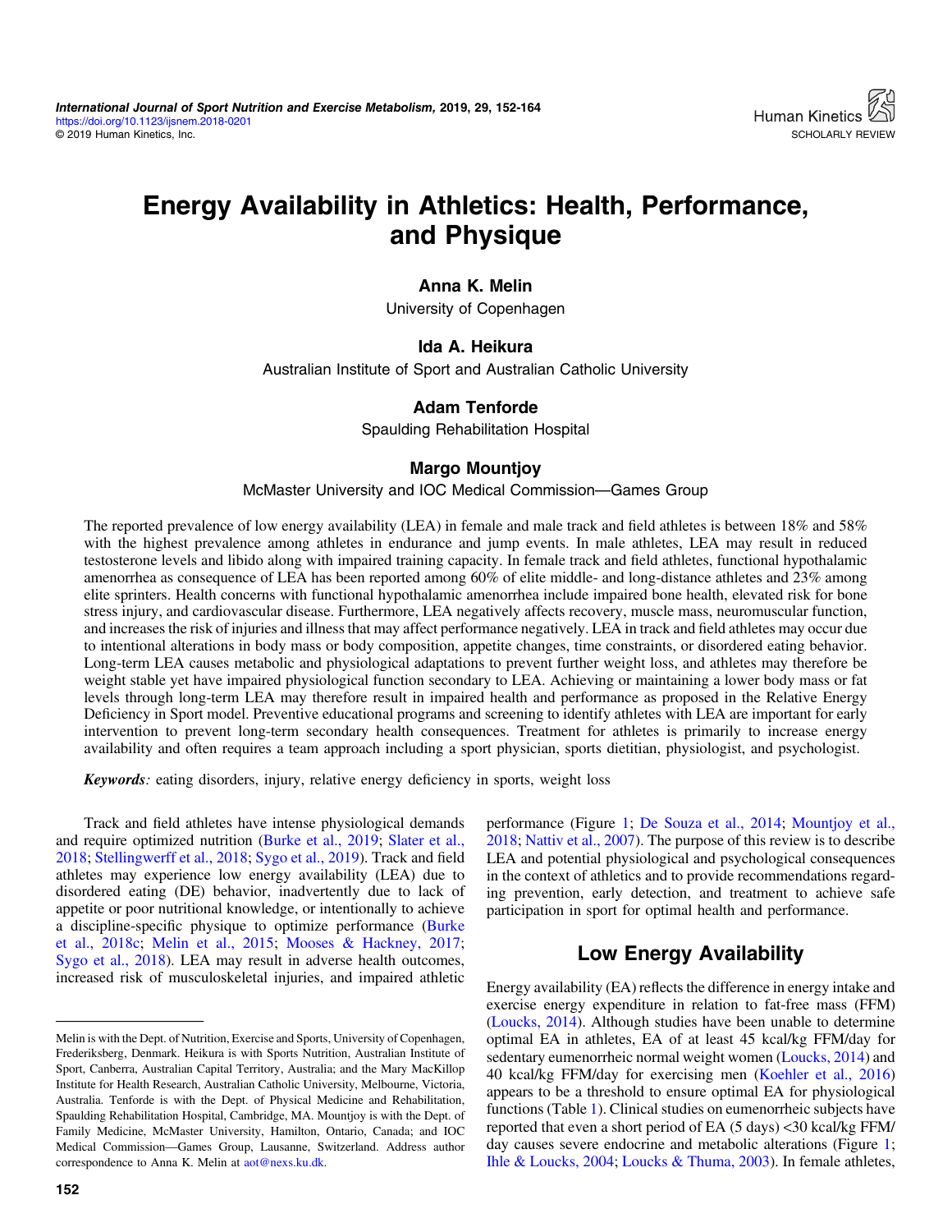# Energy Availability in Athletics: Health, Performance, and Physique

**Anna K. Melin**
University of Copenhagen

**Ida A. Heikura**
Australian Institute of Sport and Australian Catholic University

**Adam Tenforde**
Spaulding Rehabilitation Hospital

**Margo Mountjoy**
McMaster University and IOC Medical Commission—Games Group

The reported prevalence of low energy availability (LEA) in female and male track and field athletes is between 18% and 58% with the highest prevalence among athletes in endurance and jump events. In male athletes, LEA may result in reduced testosterone levels and libido along with impaired training capacity. In female track and field athletes, functional hypothalamic amenorrhea as consequence of LEA has been reported among 60% of elite middle- and long-distance athletes and 23% among elite sprinters. Health concerns with functional hypothalamic amenorrhea include impaired bone health, elevated risk for bone stress injury, and cardiovascular disease. Furthermore, LEA negatively affects recovery, muscle mass, neuromuscular function, and increases the risk of injuries and illness that may affect performance negatively. LEA in track and field athletes may occur due to intentional alterations in body mass or body composition, appetite changes, time constraints, or disordered eating behavior. Long-term LEA causes metabolic and physiological adaptations to prevent further weight loss, and athletes may therefore be weight stable yet have impaired physiological function secondary to LEA. Achieving or maintaining a lower body mass or fat levels through long-term LEA may therefore result in impaired health and performance as proposed in the Relative Energy Deficiency in Sport model. Preventive educational programs and screening to identify athletes with LEA are important for early intervention to prevent long-term secondary health consequences. Treatment for athletes is primarily to increase energy availability and often requires a team approach including a sport physician, sports dietitian, physiologist, and psychologist.

***Keywords**:* eating disorders, injury, relative energy deficiency in sports, weight loss

Track and field athletes have intense physiological demands and require optimized nutrition (Burke et al., 2019; Slater et al., 2018; Stellingwerff et al., 2018; Sygo et al., 2019). Track and field athletes may experience low energy availability (LEA) due to disordered eating (DE) behavior, inadvertently due to lack of appetite or poor nutritional knowledge, or intentionally to achieve a discipline-specific physique to optimize performance (Burke et al., 2018c; Melin et al., 2015; Mooses & Hackney, 2017; Sygo et al., 2018). LEA may result in adverse health outcomes, increased risk of musculoskeletal injuries, and impaired athletic performance (Figure 1; De Souza et al., 2014; Mountjoy et al., 2018; Nattiv et al., 2007). The purpose of this review is to describe LEA and potential physiological and psychological consequences in the context of athletics and to provide recommendations regarding prevention, early detection, and treatment to achieve safe participation in sport for optimal health and performance.

## Low Energy Availability

Energy availability (EA) reflects the difference in energy intake and exercise energy expenditure in relation to fat-free mass (FFM) (Loucks, 2014). Although studies have been unable to determine optimal EA in athletes, EA of at least 45 kcal/kg FFM/day for sedentary eumenorrheic normal weight women (Loucks, 2014) and 40 kcal/kg FFM/day for exercising men (Koehler et al., 2016) appears to be a threshold to ensure optimal EA for physiological functions (Table 1). Clinical studies on eumenorrheic subjects have reported that even a short period of EA (5 days) <30 kcal/kg FFM/day causes severe endocrine and metabolic alterations (Figure 1; Ihle & Loucks, 2004; Loucks & Thuma, 2003). In female athletes,

---

Melin is with the Dept. of Nutrition, Exercise and Sports, University of Copenhagen, Frederiksberg, Denmark. Heikura is with Sports Nutrition, Australian Institute of Sport, Canberra, Australian Capital Territory, Australia; and the Mary MacKillop Institute for Health Research, Australian Catholic University, Melbourne, Victoria, Australia. Tenforde is with the Dept. of Physical Medicine and Rehabilitation, Spaulding Rehabilitation Hospital, Cambridge, MA. Mountjoy is with the Dept. of Family Medicine, McMaster University, Hamilton, Ontario, Canada; and IOC Medical Commission—Games Group, Lausanne, Switzerland. Address author correspondence to Anna K. Melin at aot@nexs.ku.dk.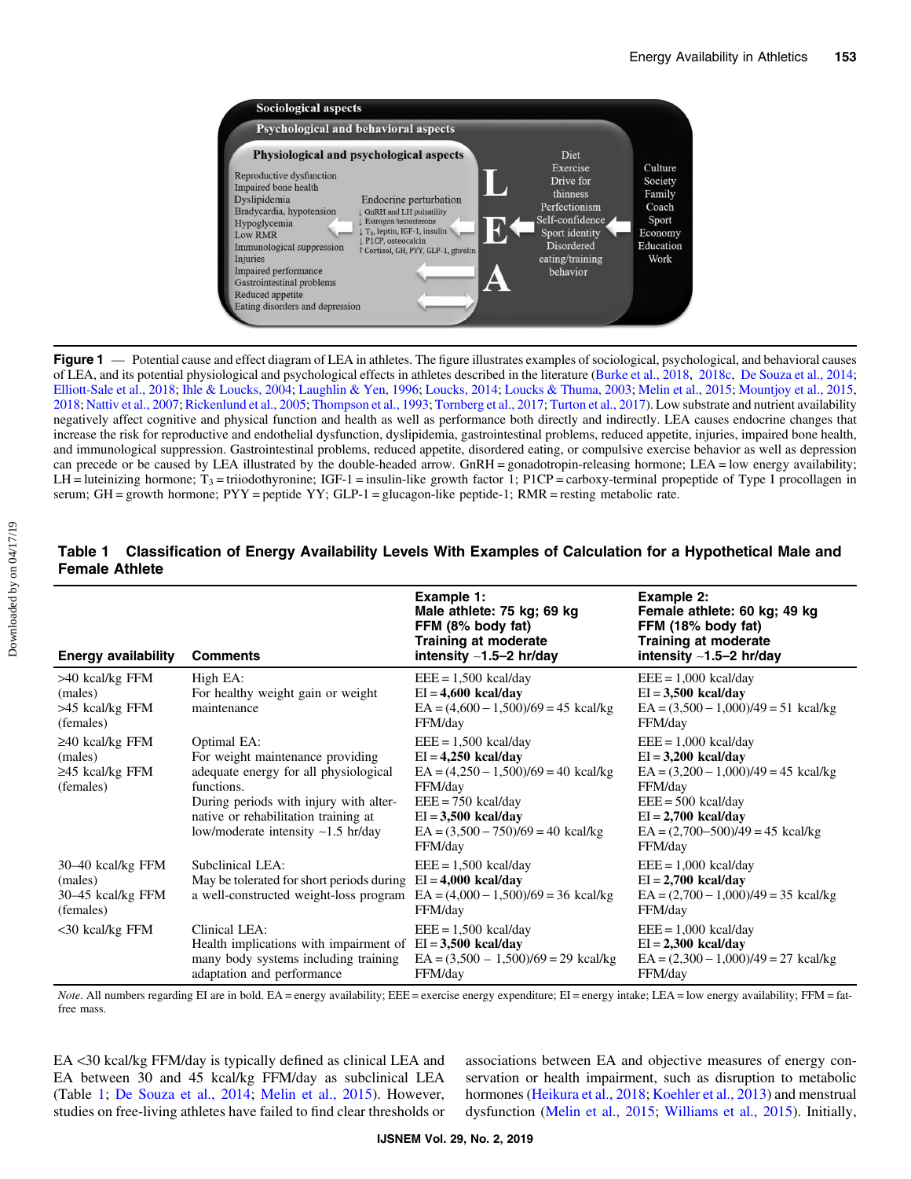Figure 1 — Potential cause and effect diagram of LEA in athletes. The figure illustrates examples of sociological, psychological, and behavioral causes of LEA, and its potential physiological and psychological effects in athletes described in the literature (Burke et al., 2018, 2018c, De Souza et al., 2014; Elliott-Sale et al., 2018; Ihle & Loucks, 2004; Laughlin & Yen, 1996; Loucks, 2014; Loucks & Thuma, 2003; Melin et al., 2015; Mountjoy et al., 2015, 2018; Nattiv et al., 2007; Rickenlund et al., 2005; Thompson et al., 1993; Tornberg et al., 2017; Turton et al., 2017). Low substrate and nutrient availability negatively affect cognitive and physical function and health as well as performance both directly and indirectly. LEA causes endocrine changes that increase the risk for reproductive and endothelial dysfunction, dyslipidemia, gastrointestinal problems, reduced appetite, injuries, impaired bone health, and immunological suppression. Gastrointestinal problems, reduced appetite, disordered eating, or compulsive exercise behavior as well as depression can precede or be caused by LEA illustrated by the double-headed arrow. GnRH = gonadotropin-releasing hormone; LEA = low energy availability; LH = luteinizing hormone; $T_3$ = triiodothyronine; IGF-1 = insulin-like growth factor 1; P1CP = carboxy-terminal propeptide of Type I procollagen in serum; GH = growth hormone; PYY = peptide YY; GLP-1 = glucagon-like peptide-1; RMR = resting metabolic rate.

**Table 1 Classification of Energy Availability Levels With Examples of Calculation for a Hypothetical Male and Female Athlete**

| Energy availability | Comments | Example 1: Male athlete: 75 kg; 69 kg FFM (8% body fat) Training at moderate intensity ~1.5–2 hr/day | Example 2: Female athlete: 60 kg; 49 kg FFM (18% body fat) Training at moderate intensity ~1.5–2 hr/day |
|---|---|---|---|
| >40 kcal/kg FFM (males) >45 kcal/kg FFM (females) | High EA: For healthy weight gain or weight maintenance | EEE = 1,500 kcal/day EI = **4,600 kcal/day** EA = (4,600 − 1,500)/69 = 45 kcal/kg FFM/day | EEE = 1,000 kcal/day EI = **3,500 kcal/day** EA = (3,500 − 1,000)/49 = 51 kcal/kg FFM/day |
| ≥40 kcal/kg FFM (males) ≥45 kcal/kg FFM (females) | Optimal EA: For weight maintenance providing adequate energy for all physiological functions. During periods with injury with alternative or rehabilitation training at low/moderate intensity ~1.5 hr/day | EEE = 1,500 kcal/day EI = **4,250 kcal/day** EA = (4,250 − 1,500)/69 = 40 kcal/kg FFM/day EEE = 750 kcal/day EI = **3,500 kcal/day** EA = (3,500 − 750)/69 = 40 kcal/kg FFM/day | EEE = 1,000 kcal/day EI = **3,200 kcal/day** EA = (3,200 − 1,000)/49 = 45 kcal/kg FFM/day EEE = 500 kcal/day EI = **2,700 kcal/day** EA = (2,700–500)/49 = 45 kcal/kg FFM/day |
| 30–40 kcal/kg FFM (males) 30–45 kcal/kg FFM (females) | Subclinical LEA: May be tolerated for short periods during a well-constructed weight-loss program | EEE = 1,500 kcal/day EI = **4,000 kcal/day** EA = (4,000 − 1,500)/69 = 36 kcal/kg FFM/day | EEE = 1,000 kcal/day EI = **2,700 kcal/day** EA = (2,700 − 1,000)/49 = 35 kcal/kg FFM/day |
| <30 kcal/kg FFM | Clinical LEA: Health implications with impairment of many body systems including training adaptation and performance | EEE = 1,500 kcal/day EI = **3,500 kcal/day** EA = (3,500 − 1,500)/69 = 29 kcal/kg FFM/day | EEE = 1,000 kcal/day EI = **2,300 kcal/day** EA = (2,300 − 1,000)/49 = 27 kcal/kg FFM/day |

*Note.* All numbers regarding EI are in bold. EA = energy availability; EEE = exercise energy expenditure; EI = energy intake; LEA = low energy availability; FFM = fat-free mass.

EA <30 kcal/kg FFM/day is typically defined as clinical LEA and EA between 30 and 45 kcal/kg FFM/day as subclinical LEA (Table 1; De Souza et al., 2014; Melin et al., 2015). However, studies on free-living athletes have failed to find clear thresholds or associations between EA and objective measures of energy conservation or health impairment, such as disruption to metabolic hormones (Heikura et al., 2018; Koehler et al., 2013) and menstrual dysfunction (Melin et al., 2015; Williams et al., 2015). Initially,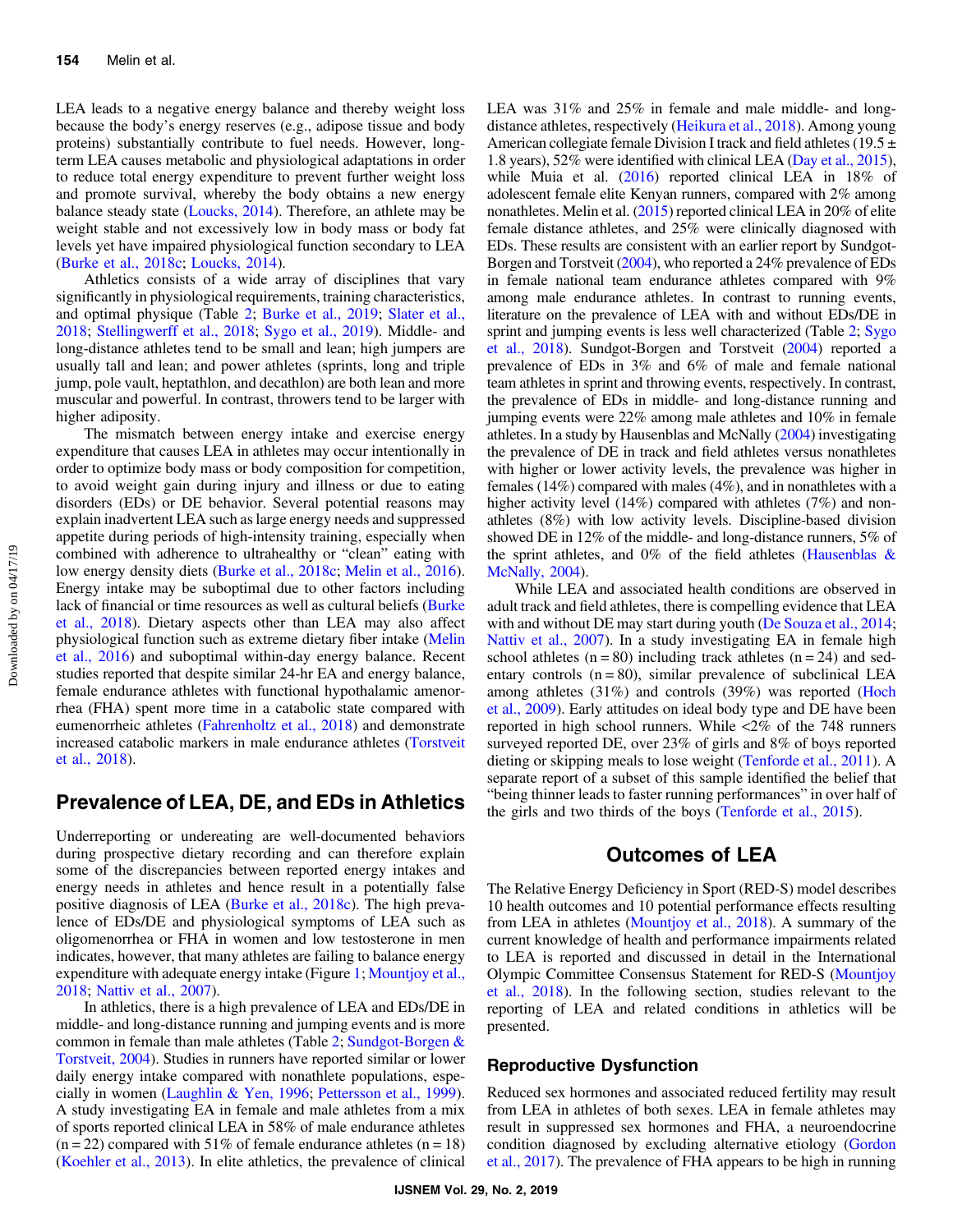LEA leads to a negative energy balance and thereby weight loss because the body's energy reserves (e.g., adipose tissue and body proteins) substantially contribute to fuel needs. However, long-term LEA causes metabolic and physiological adaptations in order to reduce total energy expenditure to prevent further weight loss and promote survival, whereby the body obtains a new energy balance steady state (Loucks, 2014). Therefore, an athlete may be weight stable and not excessively low in body mass or body fat levels yet have impaired physiological function secondary to LEA (Burke et al., 2018c; Loucks, 2014).

Athletics consists of a wide array of disciplines that vary significantly in physiological requirements, training characteristics, and optimal physique (Table 2; Burke et al., 2019; Slater et al., 2018; Stellingwerff et al., 2018; Sygo et al., 2019). Middle- and long-distance athletes tend to be small and lean; high jumpers are usually tall and lean; and power athletes (sprints, long and triple jump, pole vault, heptathlon, and decathlon) are both lean and more muscular and powerful. In contrast, throwers tend to be larger with higher adiposity.

The mismatch between energy intake and exercise energy expenditure that causes LEA in athletes may occur intentionally in order to optimize body mass or body composition for competition, to avoid weight gain during injury and illness or due to eating disorders (EDs) or DE behavior. Several potential reasons may explain inadvertent LEA such as large energy needs and suppressed appetite during periods of high-intensity training, especially when combined with adherence to ultrahealthy or "clean" eating with low energy density diets (Burke et al., 2018c; Melin et al., 2016). Energy intake may be suboptimal due to other factors including lack of financial or time resources as well as cultural beliefs (Burke et al., 2018). Dietary aspects other than LEA may also affect physiological function such as extreme dietary fiber intake (Melin et al., 2016) and suboptimal within-day energy balance. Recent studies reported that despite similar 24-hr EA and energy balance, female endurance athletes with functional hypothalamic amenorrhea (FHA) spent more time in a catabolic state compared with eumenorrheic athletes (Fahrenholtz et al., 2018) and demonstrate increased catabolic markers in male endurance athletes (Torstveit et al., 2018).

## Prevalence of LEA, DE, and EDs in Athletics

Underreporting or undereating are well-documented behaviors during prospective dietary recording and can therefore explain some of the discrepancies between reported energy intakes and energy needs in athletes and hence result in a potentially false positive diagnosis of LEA (Burke et al., 2018c). The high prevalence of EDs/DE and physiological symptoms of LEA such as oligomenorrhea or FHA in women and low testosterone in men indicates, however, that many athletes are failing to balance energy expenditure with adequate energy intake (Figure 1; Mountjoy et al., 2018; Nattiv et al., 2007).

In athletics, there is a high prevalence of LEA and EDs/DE in middle- and long-distance running and jumping events and is more common in female than male athletes (Table 2; Sundgot-Borgen & Torstveit, 2004). Studies in runners have reported similar or lower daily energy intake compared with nonathlete populations, especially in women (Laughlin & Yen, 1996; Pettersson et al., 1999). A study investigating EA in female and male athletes from a mix of sports reported clinical LEA in 58% of male endurance athletes (n = 22) compared with 51% of female endurance athletes (n = 18) (Koehler et al., 2013). In elite athletics, the prevalence of clinical LEA was 31% and 25% in female and male middle- and long-distance athletes, respectively (Heikura et al., 2018). Among young American collegiate female Division I track and field athletes (19.5 ± 1.8 years), 52% were identified with clinical LEA (Day et al., 2015), while Muia et al. (2016) reported clinical LEA in 18% of adolescent female elite Kenyan runners, compared with 2% among nonathletes. Melin et al. (2015) reported clinical LEA in 20% of elite female distance athletes, and 25% were clinically diagnosed with EDs. These results are consistent with an earlier report by Sundgot-Borgen and Torstveit (2004), who reported a 24% prevalence of EDs in female national team endurance athletes compared with 9% among male endurance athletes. In contrast to running events, literature on the prevalence of LEA with and without EDs/DE in sprint and jumping events is less well characterized (Table 2; Sygo et al., 2018). Sundgot-Borgen and Torstveit (2004) reported a prevalence of EDs in 3% and 6% of male and female national team athletes in sprint and throwing events, respectively. In contrast, the prevalence of EDs in middle- and long-distance running and jumping events were 22% among male athletes and 10% in female athletes. In a study by Hausenblas and McNally (2004) investigating the prevalence of DE in track and field athletes versus nonathletes with higher or lower activity levels, the prevalence was higher in females (14%) compared with males (4%), and in nonathletes with a higher activity level (14%) compared with athletes (7%) and nonathletes (8%) with low activity levels. Discipline-based division showed DE in 12% of the middle- and long-distance runners, 5% of the sprint athletes, and 0% of the field athletes (Hausenblas & McNally, 2004).

While LEA and associated health conditions are observed in adult track and field athletes, there is compelling evidence that LEA with and without DE may start during youth (De Souza et al., 2014; Nattiv et al., 2007). In a study investigating EA in female high school athletes (n = 80) including track athletes (n = 24) and sedentary controls (n = 80), similar prevalence of subclinical LEA among athletes (31%) and controls (39%) was reported (Hoch et al., 2009). Early attitudes on ideal body type and DE have been reported in high school runners. While <2% of the 748 runners surveyed reported DE, over 23% of girls and 8% of boys reported dieting or skipping meals to lose weight (Tenforde et al., 2011). A separate report of a subset of this sample identified the belief that "being thinner leads to faster running performances" in over half of the girls and two thirds of the boys (Tenforde et al., 2015).

## Outcomes of LEA

The Relative Energy Deficiency in Sport (RED-S) model describes 10 health outcomes and 10 potential performance effects resulting from LEA in athletes (Mountjoy et al., 2018). A summary of the current knowledge of health and performance impairments related to LEA is reported and discussed in detail in the International Olympic Committee Consensus Statement for RED-S (Mountjoy et al., 2018). In the following section, studies relevant to the reporting of LEA and related conditions in athletics will be presented.

### Reproductive Dysfunction

Reduced sex hormones and associated reduced fertility may result from LEA in athletes of both sexes. LEA in female athletes may result in suppressed sex hormones and FHA, a neuroendocrine condition diagnosed by excluding alternative etiology (Gordon et al., 2017). The prevalence of FHA appears to be high in running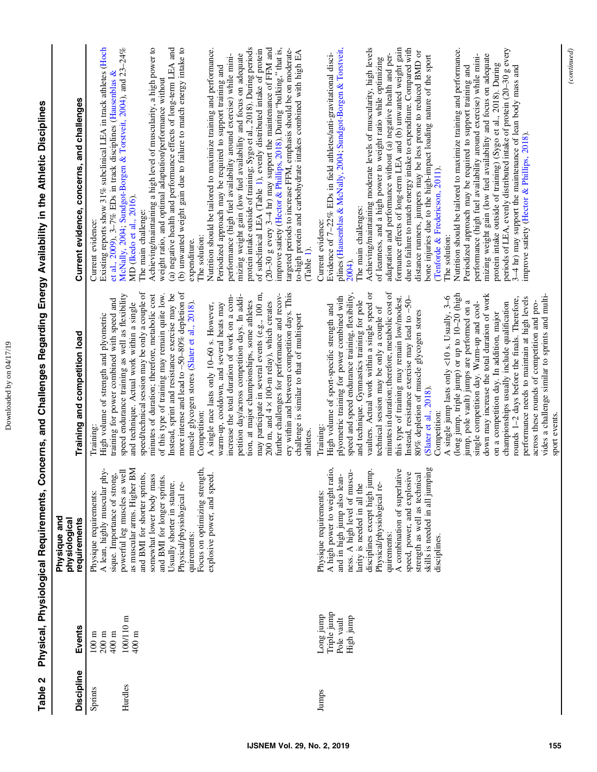**Table 2 Physical, Physiological Requirements, Concerns, and Challenges Regarding Energy Availability in the Athletic Disciplines**

| Discipline | Events | Physique and physiological requirements | Training and competition load | Current evidence, concerns, and challenges |
|---|---|---|---|---|
| Sprints<br><br>Hurdles | 100 m<br>200 m<br>400 m<br>100/110 m<br>400 m | Physique requirements:<br>A lean, highly muscular physique. Importance of strong, powerful leg muscles as well as muscular arms. Higher BM and BMI for shorter sprints, and somewhat lower body mass and BMI for longer sprints. Usually shorter in stature.<br>Physical/physiological requirements:<br>Focus on optimizing strength, explosive power, and speed. | Training:<br>High volume of strength and plyometric training for power combined with speed and speed endurance training as well as flexibility and technique. Actual work within a single speed/technical session may be only a couple of minutes of duration; therefore, metabolic cost of this type of training may remain quite low. Instead, sprint and resistance exercise may be more intense and lead to ∼50–80% depletion of muscle glycogen stores (Slater et al., 2018).<br>Competition:<br>A single race lasts only 10–60 s. However, warm-up, cooldown, and several heats may increase the total duration of work on a competition day/across competition days. In addition, at major championships, some athletes may participate in several events (e.g., 100 m, 200 m, and 4 × 100-m relay), which creates further challenges for performance and recovery within and between competition days. This challenge is similar to that of multisport athletes. | Current evidence:<br>Existing reports show 31% subclinical LEA in track athletes (Hoch et al., 2009), 3–7% EDs in track disciplines (Hausenblas & McNally, 2004; Sundgot-Borgen & Torstveit, 2004), and 23–24% MD (Ikedo et al., 2016).<br>The main challenge:<br>Achieving/maintaining a high level of muscularity, a high power to weight ratio, and optimal adaptation/performance without (a) negative health and performance effects of long-term LEA and (b) unwanted weight gain due to failure to match energy intake to expenditure.<br>The solution:<br>Nutrition should be tailored to maximize training and performance. Periodized approach may be required to support training and performance (high fuel availability around exercise) while minimizing weight gain (low fuel availability and focus on adequate protein intake outside of training; Sygo et al., 2018). During periods of subclinical LEA (Table 1), evenly distributed intake of protein (20–30 g every 3–4 hr) may support the maintenance of FFM and improve satiety (Hector & Phillips, 2018). During "bulking," that is, targeted periods to increase FFM, emphasis should be on moderate-to-high protein and carbohydrate intakes combined with high EA (Table 1). |
| Jumps | Long jump<br>Triple jump<br>Pole vault<br>High jump | Physique requirements:<br>A high power to weight ratio, and in high jump also leanness. A high level of muscularity is needed in all the disciplines except high jump.<br>Physical/physiological requirements:<br>A combination of superlative speed, power, and explosive strength as well as technical skills is needed in all jumping disciplines. | Training:<br>High volume of sport-specific strength and plyometric training for power combined with speed and speed endurance training, flexibility, and technique. Gymnastics training for pole vaulters. Actual work within a single speed or technical session may be only a couple of minutes in duration; therefore, metabolic cost of this type of training may remain low/modest. Instead, resistance exercise may lead to ∼50–80% depletion of muscle glycogen stores (Slater et al., 2018).<br>Competition:<br>A single jump lasts only <10 s. Usually, 3–6 (long jump, triple jump) or up to 10–20 (high jump, pole vault) jumps are performed on a single competition day. Warm-up and cool-down may increase the total duration of work on a competition day. In addition, major championships usually include qualification rounds 1–2 days before the finals. Therefore, performance needs to maintain at high levels across these rounds of competition and provides a challenge similar to sprints and multi-sport events. | Current evidence:<br>Evidence of 7–22% EDs in field athletes/anti-gravitational disciplines (Hausenblas & McNally, 2004; Sundgot-Borgen & Torstveit, 2004).<br>The main challenges:<br>Achieving/maintaining moderate levels of muscularity, high levels of leanness, and a high power to weight ratio while optimizing adaptation and performance without (a) negative health and performance effects of long-term LEA and (b) unwanted weight gain due to failure to match energy intake to expenditure. Compared with distance runners, jumpers may be less prone to reduced BMD or bone injuries due to the high-impact loading nature of the sport (Tenforde & Fredericson, 2011).<br>The solution:<br>Nutrition should be tailored to maximize training and performance. Periodized approach may be required to support training and performance (high fuel availability around exercise) while minimizing weight gain (low fuel availability and focus on adequate protein intake outside of training) (Sygo et al., 2018). During periods of LEA, evenly distributed intake of protein (20–30 g every 3–4 hr) may support the maintenance of lean body mass and improve satiety (Hector & Phillips, 2018). |

*(continued)*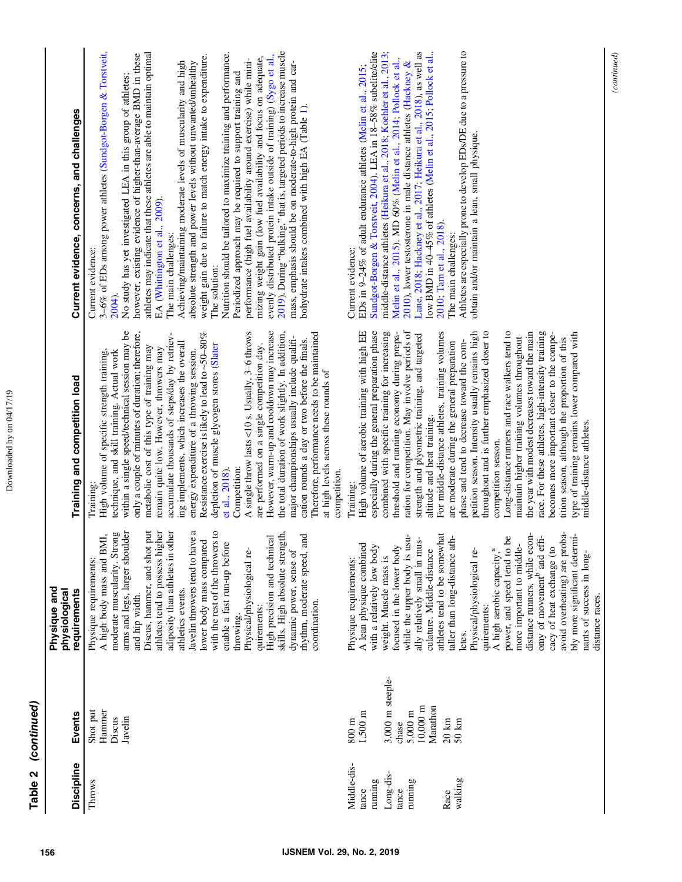**Table 2** *(continued)*

| Discipline | Events | Physique and physiological requirements | Training and competition load | Current evidence, concerns, and challenges |
|---|---|---|---|---|
| Throws | Shot put<br>Hammer<br>Discus<br>Javelin | Physique requirements:<br>A high body mass and BMI, moderate muscularity. Strong arms and legs, larger shoulder and hip width.<br>Discus, hammer, and shot put athletes tend to possess higher adiposity than athletes in other athletics events.<br>Javelin throwers tend to have a lower body mass compared with the rest of the throwers to enable a fast run-up before throwing.<br>Physical/physiological requirements:<br>High precision and technical skills. High absolute strength, dynamic power, sense of rhythm, moderate speed, and coordination. | Training:<br>High volume of specific strength training, technique, and skill training. Actual work within a single speed/technical session may be only a couple of minutes of duration; therefore, metabolic cost of this type of training may remain quite low. However, throwers may accumulate thousands of steps/day by retrieving implements, which increases the overall energy expenditure of a throwing session.<br>Resistance exercise is likely to lead to ~50–80% depletion of muscle glycogen stores (Slater et al., 2018).<br>Competition:<br>A single throw lasts <10 s. Usually, 3–6 throws are performed on a single competition day. However, warm-up and cooldown may increase the total duration of work slightly. In addition, major championships usually include qualification rounds a day or two before the finals. Therefore, performance needs to be maintained at high levels across these rounds of competition. | Current evidence:<br>3–6% of EDs among power athletes (Sundgot-Borgen & Torstveit, 2004).<br>No study has yet investigated LEA in this group of athletes; however, existing evidence of higher-than-average BMD in these athletes may indicate that these athletes are able to maintain optimal EA (Whittington et al., 2009).<br>The main challenges:<br>Achieving/maintaining moderate levels of muscularity and high absolute strength and power levels without unwanted/unhealthy weight gain due to failure to match energy intake to expenditure.<br>The solution:<br>Nutrition should be tailored to maximize training and performance. Periodized approach may be required to support training and performance (high fuel availability around exercise) while minimizing weight gain (low fuel availability and focus on adequate, evenly distributed protein intake outside of training) (Sygo et al., 2019). During "bulking," that is, targeted periods to increase muscle mass, emphasis should be on moderate-to-high protein and carbohydrate intakes combined with high EA (Table 1). |
| Middle-distance running<br>Long-distance running<br>Race walking | 800 m<br>1,500 m<br>3,000 m steeplechase<br>5,000 m<br>10,000 m<br>Marathon<br>20 km<br>50 km | Physique requirements:<br>A lean physique combined with a relatively low body weight. Muscle mass is focused in the lower body while the upper body is usually relatively small in musculature. Middle-distance athletes tend to be somewhat taller than long-distance athletes.<br>Physical/physiological requirements:<br>A high aerobic capacity,[a] power, and speed tend to be more important to middle-distance runners, while economy of movement[b] and efficacy of heat exchange (to avoid overheating) are probably more significant determinants of success in long-distance races. | Training:<br>High volume of aerobic training with high EE especially during the general preparation phase combined with specific training for increasing threshold and running economy during preparation for competition. May involve periods of strength and plyometric training, and targeted altitude and heat training.<br>For middle-distance athletes, training volumes are moderate during the general preparation phase and tend to decrease toward the competition season. Intensity usually remains high throughout and is further emphasized closer to competition season.<br>Long-distance runners and race walkers tend to maintain higher training volumes throughout the year with modest decreases toward the main race. For these athletes, high-intensity training becomes more important closer to the competition season, although the proportion of this type of training remains lower compared with middle-distance athletes. | Current evidence:<br>EDs in 9–24% of adult endurance athletes (Melin et al., 2015; Sundgot-Borgen & Torstveit, 2004). LEA in 18–58% subelite/elite middle-distance athletes (Heikura et al., 2018; Koehler et al., 2013; Melin et al., 2015). MD 60% (Melin et al., 2014; Pollock et al., 2010), lower testosterone in male distance athletes (Hackney & Lane, 2018; Hackney et al., 2017; Heikura et al., 2018), as well as low BMD in 40–45% of athletes (Melin et al., 2015; Pollock et al., 2010; Tam et al., 2018).<br>The main challenges:<br>Athletes are especially prone to develop EDs/DE due to a pressure to obtain and/or maintain a lean, small physique. |

*(continued)*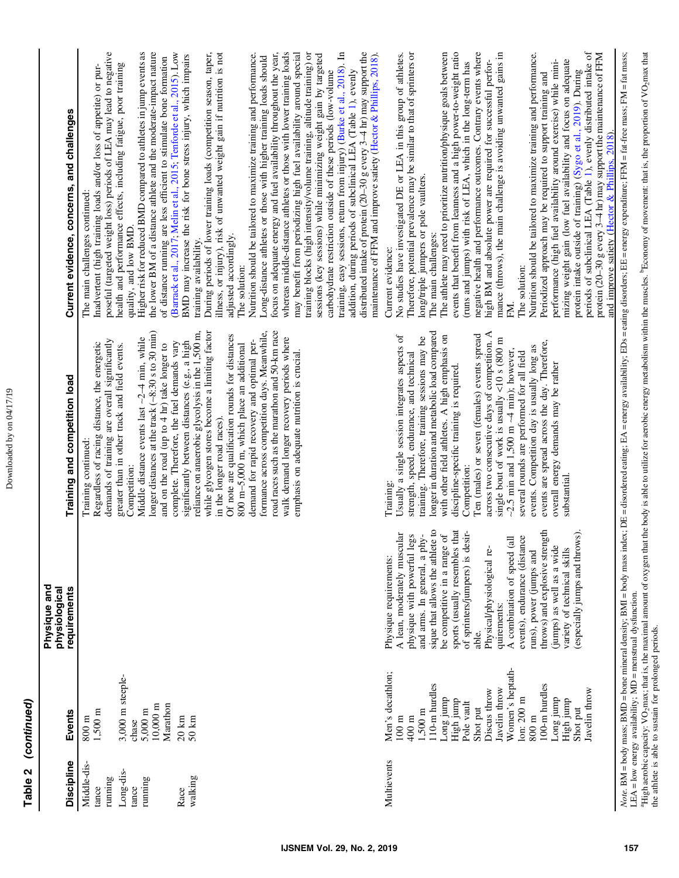**Table 2** *(continued)*

| Discipline | Events | Physique and physiological requirements | Training and competition load | Current evidence, concerns, and challenges |
|---|---|---|---|---|
| Middle-distance running<br>Long-distance running<br>Race walking | 800 m<br>1,500 m<br>3,000 m steeple-chase<br>5,000 m<br>10,000 m<br>Marathon<br>20 km<br>50 km | | Training continued:<br>Regardless of racing distance, the energetic demands of training are overall significantly greater than in other track and field events.<br>Competition:<br>Middle distance events last ~2–4 min, while longer distances at the track (~8:30 s to 30 min) and on the road (up to 4 hr) take longer to complete. Therefore, the fuel demands vary significantly between distances (e.g., a high reliance on anaerobic glycolysis in the 1,500 m, while glycogen stores become a limiting factor in the longer road races).<br>Of note are qualification rounds for distances 800 m–5,000 m, which place an additional demand for rapid recovery and optimal performance across competition days. Meanwhile, road races such as the marathon and 50-km race walk demand longer recovery periods where emphasis on adequate nutrition is crucial. | The main challenges continued:<br>Inadvertent (high training loads and/or loss of appetite) or purposeful (targeted weight loss) periods of LEA may lead to negative health and performance effects, including fatigue, poor training quality, and low BMD.<br>Higher risk for reduced BMD compared to athletes in jump events as the lower BM of a distance athlete and the moderate-impact nature of distance running are less efficient to stimulate bone formation (Barrack et al., 2017; Melin et al., 2015; Tenforde et al., 2015). Low BMD may increase the risk for bone stress injury, which impairs training availability.<br>During periods of lower training loads (competition season, taper, illness, or injury), risk of unwanted weight gain if nutrition is not adjusted accordingly.<br>The solution:<br>Nutrition should be tailored to maximize training and performance. Long-distance athletes or those with higher training loads should focus on adequate energy and fuel availability throughout the year, whereas middle-distance athletes or those with lower training loads may benefit from periodizing high fuel availability around special training blocks (high intensity/volume training, altitude training) or sessions (key sessions) while minimizing weight gain by targeted carbohydrate restriction outside of these periods (low-volume training, easy sessions, return from injury) (Burke et al., 2018). In addition, during periods of subclinical LEA (Table 1), evenly distributed intake of protein (20–30 g every 3–4 hr) may support the maintenance of FFM and improve satiety (Hector & Phillips, 2018). |
| Multievents | Men's decathlon;<br>100 m<br>400 m<br>1,500 m<br>110-m hurdles<br>Long jump<br>High jump<br>Pole vault<br>Shot put<br>Discus throw<br>Javelin throw<br>Women's heptathlon: 200 m<br>800 m<br>100-m hurdles<br>Long jump<br>High jump<br>Shot put<br>Javelin throw | Physique requirements:<br>A lean, moderately muscular physique with powerful legs and arms. In general, a physique that allows the athlete to be competitive in a range of sports (usually resembles that of sprinters/jumpers) is desirable.<br>Physical/physiological requirements:<br>A combination of speed (all events), endurance (distance runs), power (jumps and throws) and explosive strength (jumps) as well as a wide variety of technical skills (especially jumps and throws). | Training:<br>Usually a single session integrates aspects of strength, speed, endurance, and technical training. Therefore, training sessions may be longer in duration and metabolic load compared with other field athletes. A high emphasis on discipline-specific training is required.<br>Competition:<br>Ten (males) or seven (females) events spread across two consecutive days of competition. A single bout of work is usually <10 s (800 m ~2.5 min and 1,500 m ~4 min); however, several rounds are performed for all field events. Competition day is usually long as events are spread across the day. Therefore, overall energy demands may be rather substantial. | Current evidence:<br>No studies have investigated DE or LEA in this group of athletes. Therefore, potential prevalence may be similar to that of sprinters or long/triple jumpers or pole vaulters.<br>The main challenges:<br>The athlete may need to prioritize nutrition/physique goals between events that benefit from leanness and a high power-to-weight ratio (runs and jumps) with risk of LEA, which in the long-term has negative health and performance outcomes. Contrary events where high BM and absolute power are required for successful performance (throws), the main challenge is avoiding unwanted gains in FM.<br>The solution:<br>Nutrition should be tailored to maximize training and performance. Periodized approach may be required to support training and performance (high fuel availability around exercise) while minimizing weight gain (low fuel availability and focus on adequate protein intake outside of training) (Sygo et al., 2019). During periods of subclinical LEA (Table 1), evenly distributed intake of protein (20–30 g every 3–4 hr) may support the maintenance of FFM and improve satiety (Hector & Phillips, 2018). |

*Note.* BM = body mass; BMD = bone mineral density; BMI = body mass index; DE = disordered eating; EA = energy availability; EDs = eating disorders; EE = energy expenditure; FFM = fat-free mass; FM = fat mass; LEA = low energy availability; MD = menstrual dysfunction.
[a]High aerobic capacity: $VO_2max$; that is, the maximal amount of oxygen that the body is able to utilize for aerobic energy metabolism within the muscles. [b]Economy of movement: that is, the proportion of $VO_2max$ that the athlete is able to sustain for prolonged periods.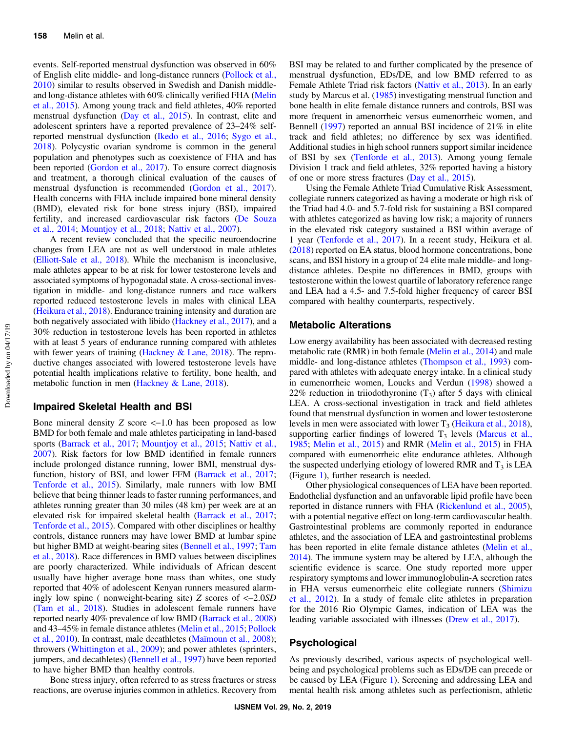events. Self-reported menstrual dysfunction was observed in 60% of English elite middle- and long-distance runners (Pollock et al., 2010) similar to results observed in Swedish and Danish middle- and long-distance athletes with 60% clinically verified FHA (Melin et al., 2015). Among young track and field athletes, 40% reported menstrual dysfunction (Day et al., 2015). In contrast, elite and adolescent sprinters have a reported prevalence of 23–24% self-reported menstrual dysfunction (Ikedo et al., 2016; Sygo et al., 2018). Polycystic ovarian syndrome is common in the general population and phenotypes such as coexistence of FHA and has been reported (Gordon et al., 2017). To ensure correct diagnosis and treatment, a thorough clinical evaluation of the causes of menstrual dysfunction is recommended (Gordon et al., 2017). Health concerns with FHA include impaired bone mineral density (BMD), elevated risk for bone stress injury (BSI), impaired fertility, and increased cardiovascular risk factors (De Souza et al., 2014; Mountjoy et al., 2018; Nattiv et al., 2007).

A recent review concluded that the specific neuroendocrine changes from LEA are not as well understood in male athletes (Elliott-Sale et al., 2018). While the mechanism is inconclusive, male athletes appear to be at risk for lower testosterone levels and associated symptoms of hypogonadal state. A cross-sectional investigation in middle- and long-distance runners and race walkers reported reduced testosterone levels in males with clinical LEA (Heikura et al., 2018). Endurance training intensity and duration are both negatively associated with libido (Hackney et al., 2017), and a 30% reduction in testosterone levels has been reported in athletes with at least 5 years of endurance running compared with athletes with fewer years of training (Hackney & Lane, 2018). The reproductive changes associated with lowered testosterone levels have potential health implications relative to fertility, bone health, and metabolic function in men (Hackney & Lane, 2018).

## Impaired Skeletal Health and BSI

Bone mineral density Z score <−1.0 has been proposed as low BMD for both female and male athletes participating in land-based sports (Barrack et al., 2017; Mountjoy et al., 2015; Nattiv et al., 2007). Risk factors for low BMD identified in female runners include prolonged distance running, lower BMI, menstrual dysfunction, history of BSI, and lower FFM (Barrack et al., 2017; Tenforde et al., 2015). Similarly, male runners with low BMI believe that being thinner leads to faster running performances, and athletes running greater than 30 miles (48 km) per week are at an elevated risk for impaired skeletal health (Barrack et al., 2017; Tenforde et al., 2015). Compared with other disciplines or healthy controls, distance runners may have lower BMD at lumbar spine but higher BMD at weight-bearing sites (Bennell et al., 1997; Tam et al., 2018). Race differences in BMD values between disciplines are poorly characterized. While individuals of African descent usually have higher average bone mass than whites, one study reported that 40% of adolescent Kenyan runners measured alarmingly low spine ( nonweight-bearing site) Z scores of <−2.0*SD* (Tam et al., 2018). Studies in adolescent female runners have reported nearly 40% prevalence of low BMD (Barrack et al., 2008) and 43–45% in female distance athletes (Melin et al., 2015; Pollock et al., 2010). In contrast, male decathletes (Maïmoun et al., 2008); throwers (Whittington et al., 2009); and power athletes (sprinters, jumpers, and decathletes) (Bennell et al., 1997) have been reported to have higher BMD than healthy controls.

Bone stress injury, often referred to as stress fractures or stress reactions, are overuse injuries common in athletics. Recovery from BSI may be related to and further complicated by the presence of menstrual dysfunction, EDs/DE, and low BMD referred to as Female Athlete Triad risk factors (Nattiv et al., 2013). In an early study by Marcus et al. (1985) investigating menstrual function and bone health in elite female distance runners and controls, BSI was more frequent in amenorrheic versus eumenorrheic women, and Bennell (1997) reported an annual BSI incidence of 21% in elite track and field athletes; no difference by sex was identified. Additional studies in high school runners support similar incidence of BSI by sex (Tenforde et al., 2013). Among young female Division 1 track and field athletes, 32% reported having a history of one or more stress fractures (Day et al., 2015).

Using the Female Athlete Triad Cumulative Risk Assessment, collegiate runners categorized as having a moderate or high risk of the Triad had 4.0- and 5.7-fold risk for sustaining a BSI compared with athletes categorized as having low risk; a majority of runners in the elevated risk category sustained a BSI within average of 1 year (Tenforde et al., 2017). In a recent study, Heikura et al. (2018) reported on EA status, blood hormone concentrations, bone scans, and BSI history in a group of 24 elite male middle- and long-distance athletes. Despite no differences in BMD, groups with testosterone within the lowest quartile of laboratory reference range and LEA had a 4.5- and 7.5-fold higher frequency of career BSI compared with healthy counterparts, respectively.

## Metabolic Alterations

Low energy availability has been associated with decreased resting metabolic rate (RMR) in both female (Melin et al., 2014) and male middle- and long-distance athletes (Thompson et al., 1993) compared with athletes with adequate energy intake. In a clinical study in eumenorrheic women, Loucks and Verdun (1998) showed a 22% reduction in triiodothyronine ($T_3$) after 5 days with clinical LEA. A cross-sectional investigation in track and field athletes found that menstrual dysfunction in women and lower testosterone levels in men were associated with lower $T_3$ (Heikura et al., 2018), supporting earlier findings of lowered $T_3$ levels (Marcus et al., 1985; Melin et al., 2015) and RMR (Melin et al., 2015) in FHA compared with eumenorrheic elite endurance athletes. Although the suspected underlying etiology of lowered RMR and $T_3$ is LEA (Figure 1), further research is needed.

Other physiological consequences of LEA have been reported. Endothelial dysfunction and an unfavorable lipid profile have been reported in distance runners with FHA (Rickenlund et al., 2005), with a potential negative effect on long-term cardiovascular health. Gastrointestinal problems are commonly reported in endurance athletes, and the association of LEA and gastrointestinal problems has been reported in elite female distance athletes (Melin et al., 2014). The immune system may be altered by LEA, although the scientific evidence is scarce. One study reported more upper respiratory symptoms and lower immunoglobulin-A secretion rates in FHA versus eumenorrheic elite collegiate runners (Shimizu et al., 2012). In a study of female elite athletes in preparation for the 2016 Rio Olympic Games, indication of LEA was the leading variable associated with illnesses (Drew et al., 2017).

## Psychological

As previously described, various aspects of psychological well-being and psychological problems such as EDs/DE can precede or be caused by LEA (Figure 1). Screening and addressing LEA and mental health risk among athletes such as perfectionism, athletic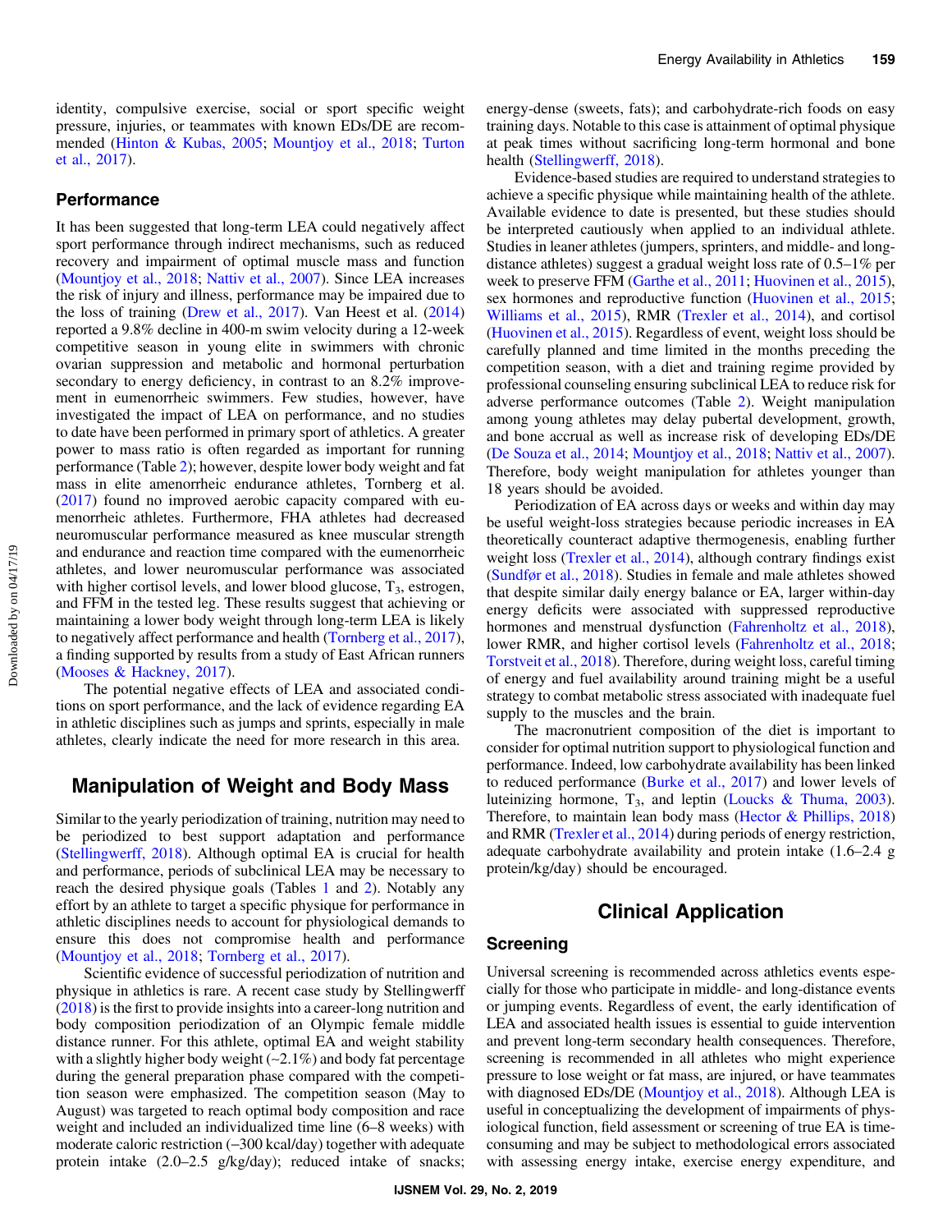identity, compulsive exercise, social or sport specific weight pressure, injuries, or teammates with known EDs/DE are recommended (Hinton & Kubas, 2005; Mountjoy et al., 2018; Turton et al., 2017).

### Performance

It has been suggested that long-term LEA could negatively affect sport performance through indirect mechanisms, such as reduced recovery and impairment of optimal muscle mass and function (Mountjoy et al., 2018; Nattiv et al., 2007). Since LEA increases the risk of injury and illness, performance may be impaired due to the loss of training (Drew et al., 2017). Van Heest et al. (2014) reported a 9.8% decline in 400-m swim velocity during a 12-week competitive season in young elite in swimmers with chronic ovarian suppression and metabolic and hormonal perturbation secondary to energy deficiency, in contrast to an 8.2% improvement in eumenorrheic swimmers. Few studies, however, have investigated the impact of LEA on performance, and no studies to date have been performed in primary sport of athletics. A greater power to mass ratio is often regarded as important for running performance (Table 2); however, despite lower body weight and fat mass in elite amenorrheic endurance athletes, Tornberg et al. (2017) found no improved aerobic capacity compared with eumenorrheic athletes. Furthermore, FHA athletes had decreased neuromuscular performance measured as knee muscular strength and endurance and reaction time compared with the eumenorrheic athletes, and lower neuromuscular performance was associated with higher cortisol levels, and lower blood glucose, $T_3$, estrogen, and FFM in the tested leg. These results suggest that achieving or maintaining a lower body weight through long-term LEA is likely to negatively affect performance and health (Tornberg et al., 2017), a finding supported by results from a study of East African runners (Mooses & Hackney, 2017).

The potential negative effects of LEA and associated conditions on sport performance, and the lack of evidence regarding EA in athletic disciplines such as jumps and sprints, especially in male athletes, clearly indicate the need for more research in this area.

## Manipulation of Weight and Body Mass

Similar to the yearly periodization of training, nutrition may need to be periodized to best support adaptation and performance (Stellingwerff, 2018). Although optimal EA is crucial for health and performance, periods of subclinical LEA may be necessary to reach the desired physique goals (Tables 1 and 2). Notably any effort by an athlete to target a specific physique for performance in athletic disciplines needs to account for physiological demands to ensure this does not compromise health and performance (Mountjoy et al., 2018; Tornberg et al., 2017).

Scientific evidence of successful periodization of nutrition and physique in athletics is rare. A recent case study by Stellingwerff (2018) is the first to provide insights into a career-long nutrition and body composition periodization of an Olympic female middle distance runner. For this athlete, optimal EA and weight stability with a slightly higher body weight (~2.1%) and body fat percentage during the general preparation phase compared with the competition season were emphasized. The competition season (May to August) was targeted to reach optimal body composition and race weight and included an individualized time line (6–8 weeks) with moderate caloric restriction (−300 kcal/day) together with adequate protein intake (2.0–2.5 g/kg/day); reduced intake of snacks; energy-dense (sweets, fats); and carbohydrate-rich foods on easy training days. Notable to this case is attainment of optimal physique at peak times without sacrificing long-term hormonal and bone health (Stellingwerff, 2018).

Evidence-based studies are required to understand strategies to achieve a specific physique while maintaining health of the athlete. Available evidence to date is presented, but these studies should be interpreted cautiously when applied to an individual athlete. Studies in leaner athletes (jumpers, sprinters, and middle- and long-distance athletes) suggest a gradual weight loss rate of 0.5–1% per week to preserve FFM (Garthe et al., 2011; Huovinen et al., 2015), sex hormones and reproductive function (Huovinen et al., 2015; Williams et al., 2015), RMR (Trexler et al., 2014), and cortisol (Huovinen et al., 2015). Regardless of event, weight loss should be carefully planned and time limited in the months preceding the competition season, with a diet and training regime provided by professional counseling ensuring subclinical LEA to reduce risk for adverse performance outcomes (Table 2). Weight manipulation among young athletes may delay pubertal development, growth, and bone accrual as well as increase risk of developing EDs/DE (De Souza et al., 2014; Mountjoy et al., 2018; Nattiv et al., 2007). Therefore, body weight manipulation for athletes younger than 18 years should be avoided.

Periodization of EA across days or weeks and within day may be useful weight-loss strategies because periodic increases in EA theoretically counteract adaptive thermogenesis, enabling further weight loss (Trexler et al., 2014), although contrary findings exist (Sundfør et al., 2018). Studies in female and male athletes showed that despite similar daily energy balance or EA, larger within-day energy deficits were associated with suppressed reproductive hormones and menstrual dysfunction (Fahrenholtz et al., 2018), lower RMR, and higher cortisol levels (Fahrenholtz et al., 2018; Torstveit et al., 2018). Therefore, during weight loss, careful timing of energy and fuel availability around training might be a useful strategy to combat metabolic stress associated with inadequate fuel supply to the muscles and the brain.

The macronutrient composition of the diet is important to consider for optimal nutrition support to physiological function and performance. Indeed, low carbohydrate availability has been linked to reduced performance (Burke et al., 2017) and lower levels of luteinizing hormone, $T_3$, and leptin (Loucks & Thuma, 2003). Therefore, to maintain lean body mass (Hector & Phillips, 2018) and RMR (Trexler et al., 2014) during periods of energy restriction, adequate carbohydrate availability and protein intake (1.6–2.4 g protein/kg/day) should be encouraged.

## Clinical Application

### Screening

Universal screening is recommended across athletics events especially for those who participate in middle- and long-distance events or jumping events. Regardless of event, the early identification of LEA and associated health issues is essential to guide intervention and prevent long-term secondary health consequences. Therefore, screening is recommended in all athletes who might experience pressure to lose weight or fat mass, are injured, or have teammates with diagnosed EDs/DE (Mountjoy et al., 2018). Although LEA is useful in conceptualizing the development of impairments of physiological function, field assessment or screening of true EA is time-consuming and may be subject to methodological errors associated with assessing energy intake, exercise energy expenditure, and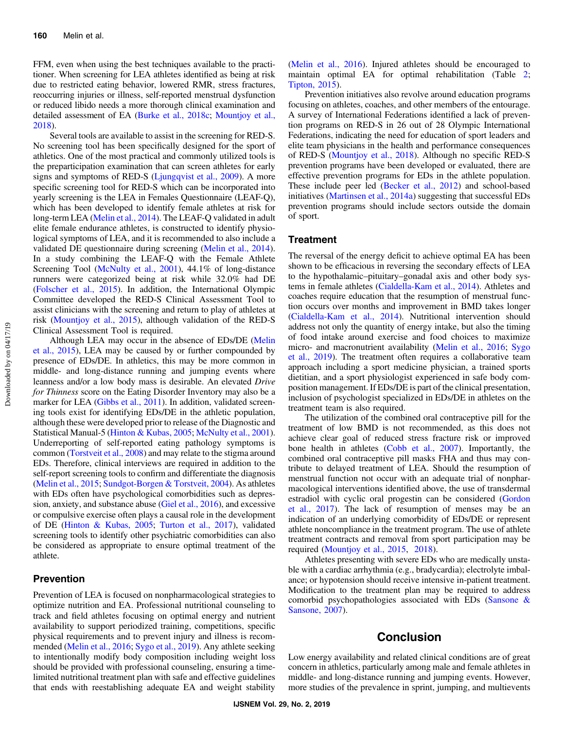FFM, even when using the best techniques available to the practitioner. When screening for LEA athletes identified as being at risk due to restricted eating behavior, lowered RMR, stress fractures, reoccurring injuries or illness, self-reported menstrual dysfunction or reduced libido needs a more thorough clinical examination and detailed assessment of EA (Burke et al., 2018c; Mountjoy et al., 2018).

Several tools are available to assist in the screening for RED-S. No screening tool has been specifically designed for the sport of athletics. One of the most practical and commonly utilized tools is the preparticipation examination that can screen athletes for early signs and symptoms of RED-S (Ljungqvist et al., 2009). A more specific screening tool for RED-S which can be incorporated into yearly screening is the LEA in Females Questionnaire (LEAF-Q), which has been developed to identify female athletes at risk for long-term LEA (Melin et al., 2014). The LEAF-Q validated in adult elite female endurance athletes, is constructed to identify physiological symptoms of LEA, and it is recommended to also include a validated DE questionnaire during screening (Melin et al., 2014). In a study combining the LEAF-Q with the Female Athlete Screening Tool (McNulty et al., 2001), 44.1% of long-distance runners were categorized being at risk while 32.0% had DE (Folscher et al., 2015). In addition, the International Olympic Committee developed the RED-S Clinical Assessment Tool to assist clinicians with the screening and return to play of athletes at risk (Mountjoy et al., 2015), although validation of the RED-S Clinical Assessment Tool is required.

Although LEA may occur in the absence of EDs/DE (Melin et al., 2015), LEA may be caused by or further compounded by presence of EDs/DE. In athletics, this may be more common in middle- and long-distance running and jumping events where leanness and/or a low body mass is desirable. An elevated *Drive for Thinness* score on the Eating Disorder Inventory may also be a marker for LEA (Gibbs et al., 2011). In addition, validated screening tools exist for identifying EDs/DE in the athletic population, although these were developed prior to release of the Diagnostic and Statistical Manual-5 (Hinton & Kubas, 2005; McNulty et al., 2001). Underreporting of self-reported eating pathology symptoms is common (Torstveit et al., 2008) and may relate to the stigma around EDs. Therefore, clinical interviews are required in addition to the self-report screening tools to confirm and differentiate the diagnosis (Melin et al., 2015; Sundgot-Borgen & Torstveit, 2004). As athletes with EDs often have psychological comorbidities such as depression, anxiety, and substance abuse (Giel et al., 2016), and excessive or compulsive exercise often plays a causal role in the development of DE (Hinton & Kubas, 2005; Turton et al., 2017), validated screening tools to identify other psychiatric comorbidities can also be considered as appropriate to ensure optimal treatment of the athlete.

## Prevention

Prevention of LEA is focused on nonpharmacological strategies to optimize nutrition and EA. Professional nutritional counseling to track and field athletes focusing on optimal energy and nutrient availability to support periodized training, competitions, specific physical requirements and to prevent injury and illness is recommended (Melin et al., 2016; Sygo et al., 2019). Any athlete seeking to intentionally modify body composition including weight loss should be provided with professional counseling, ensuring a time-limited nutritional treatment plan with safe and effective guidelines that ends with reestablishing adequate EA and weight stability (Melin et al., 2016). Injured athletes should be encouraged to maintain optimal EA for optimal rehabilitation (Table 2; Tipton, 2015).

Prevention initiatives also revolve around education programs focusing on athletes, coaches, and other members of the entourage. A survey of International Federations identified a lack of prevention programs on RED-S in 26 out of 28 Olympic International Federations, indicating the need for education of sport leaders and elite team physicians in the health and performance consequences of RED-S (Mountjoy et al., 2018). Although no specific RED-S prevention programs have been developed or evaluated, there are effective prevention programs for EDs in the athlete population. These include peer led (Becker et al., 2012) and school-based initiatives (Martinsen et al., 2014a) suggesting that successful EDs prevention programs should include sectors outside the domain of sport.

## Treatment

The reversal of the energy deficit to achieve optimal EA has been shown to be efficacious in reversing the secondary effects of LEA to the hypothalamic–pituitary–gonadal axis and other body systems in female athletes (Cialdella-Kam et al., 2014). Athletes and coaches require education that the resumption of menstrual function occurs over months and improvement in BMD takes longer (Cialdella-Kam et al., 2014). Nutritional intervention should address not only the quantity of energy intake, but also the timing of food intake around exercise and food choices to maximize micro- and macronutrient availability (Melin et al., 2016; Sygo et al., 2019). The treatment often requires a collaborative team approach including a sport medicine physician, a trained sports dietitian, and a sport physiologist experienced in safe body composition management. If EDs/DE is part of the clinical presentation, inclusion of psychologist specialized in EDs/DE in athletes on the treatment team is also required.

The utilization of the combined oral contraceptive pill for the treatment of low BMD is not recommended, as this does not achieve clear goal of reduced stress fracture risk or improved bone health in athletes (Cobb et al., 2007). Importantly, the combined oral contraceptive pill masks FHA and thus may contribute to delayed treatment of LEA. Should the resumption of menstrual function not occur with an adequate trial of nonpharmacological interventions identified above, the use of transdermal estradiol with cyclic oral progestin can be considered (Gordon et al., 2017). The lack of resumption of menses may be an indication of an underlying comorbidity of EDs/DE or represent athlete noncompliance in the treatment program. The use of athlete treatment contracts and removal from sport participation may be required (Mountjoy et al., 2015, 2018).

Athletes presenting with severe EDs who are medically unstable with a cardiac arrhythmia (e.g., bradycardia); electrolyte imbalance; or hypotension should receive intensive in-patient treatment. Modification to the treatment plan may be required to address comorbid psychopathologies associated with EDs (Sansone & Sansone, 2007).

# Conclusion

Low energy availability and related clinical conditions are of great concern in athletics, particularly among male and female athletes in middle- and long-distance running and jumping events. However, more studies of the prevalence in sprint, jumping, and multievents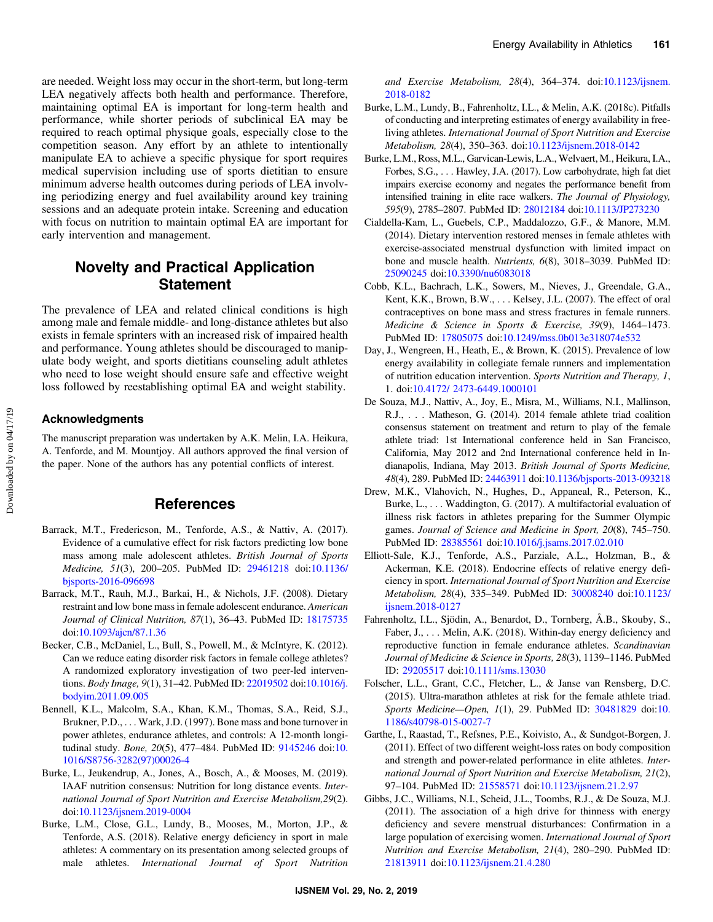are needed. Weight loss may occur in the short-term, but long-term LEA negatively affects both health and performance. Therefore, maintaining optimal EA is important for long-term health and performance, while shorter periods of subclinical EA may be required to reach optimal physique goals, especially close to the competition season. Any effort by an athlete to intentionally manipulate EA to achieve a specific physique for sport requires medical supervision including use of sports dietitian to ensure minimum adverse health outcomes during periods of LEA involving periodizing energy and fuel availability around key training sessions and an adequate protein intake. Screening and education with focus on nutrition to maintain optimal EA are important for early intervention and management.

## Novelty and Practical Application Statement

The prevalence of LEA and related clinical conditions is high among male and female middle- and long-distance athletes but also exists in female sprinters with an increased risk of impaired health and performance. Young athletes should be discouraged to manipulate body weight, and sports dietitians counseling adult athletes who need to lose weight should ensure safe and effective weight loss followed by reestablishing optimal EA and weight stability.

### Acknowledgments

The manuscript preparation was undertaken by A.K. Melin, I.A. Heikura, A. Tenforde, and M. Mountjoy. All authors approved the final version of the paper. None of the authors has any potential conflicts of interest.

## References

Barrack, M.T., Fredericson, M., Tenforde, A.S., & Nattiv, A. (2017). Evidence of a cumulative effect for risk factors predicting low bone mass among male adolescent athletes. *British Journal of Sports Medicine, 51*(3), 200–205. PubMed ID: 29461218 doi:10.1136/bjsports-2016-096698

Barrack, M.T., Rauh, M.J., Barkai, H., & Nichols, J.F. (2008). Dietary restraint and low bone mass in female adolescent endurance. *American Journal of Clinical Nutrition, 87*(1), 36–43. PubMed ID: 18175735 doi:10.1093/ajcn/87.1.36

Becker, C.B., McDaniel, L., Bull, S., Powell, M., & McIntyre, K. (2012). Can we reduce eating disorder risk factors in female college athletes? A randomized exploratory investigation of two peer-led interventions. *Body Image, 9*(1), 31–42. PubMed ID: 22019502 doi:10.1016/j.bodyim.2011.09.005

Bennell, K.L., Malcolm, S.A., Khan, K.M., Thomas, S.A., Reid, S.J., Brukner, P.D., . . . Wark, J.D. (1997). Bone mass and bone turnover in power athletes, endurance athletes, and controls: A 12-month longitudinal study. *Bone, 20*(5), 477–484. PubMed ID: 9145246 doi:10.1016/S8756-3282(97)00026-4

Burke, L., Jeukendrup, A., Jones, A., Bosch, A., & Mooses, M. (2019). IAAF nutrition consensus: Nutrition for long distance events. *International Journal of Sport Nutrition and Exercise Metabolism,29*(2). doi:10.1123/ijsnem.2019-0004

Burke, L.M., Close, G.L., Lundy, B., Mooses, M., Morton, J.P., & Tenforde, A.S. (2018). Relative energy deficiency in sport in male athletes: A commentary on its presentation among selected groups of male athletes. *International Journal of Sport Nutrition and Exercise Metabolism, 28*(4), 364–374. doi:10.1123/ijsnem.2018-0182

Burke, L.M., Lundy, B., Fahrenholtz, I.L., & Melin, A.K. (2018c). Pitfalls of conducting and interpreting estimates of energy availability in free-living athletes. *International Journal of Sport Nutrition and Exercise Metabolism, 28*(4), 350–363. doi:10.1123/ijsnem.2018-0142

Burke, L.M., Ross, M.L., Garvican-Lewis, L.A., Welvaert, M., Heikura, I.A., Forbes, S.G., . . . Hawley, J.A. (2017). Low carbohydrate, high fat diet impairs exercise economy and negates the performance benefit from intensified training in elite race walkers. *The Journal of Physiology, 595*(9), 2785–2807. PubMed ID: 28012184 doi:10.1113/JP273230

Cialdella-Kam, L., Guebels, C.P., Maddalozzo, G.F., & Manore, M.M. (2014). Dietary intervention restored menses in female athletes with exercise-associated menstrual dysfunction with limited impact on bone and muscle health. *Nutrients, 6*(8), 3018–3039. PubMed ID: 25090245 doi:10.3390/nu6083018

Cobb, K.L., Bachrach, L.K., Sowers, M., Nieves, J., Greendale, G.A., Kent, K.K., Brown, B.W., . . . Kelsey, J.L. (2007). The effect of oral contraceptives on bone mass and stress fractures in female runners. *Medicine & Science in Sports & Exercise, 39*(9), 1464–1473. PubMed ID: 17805075 doi:10.1249/mss.0b013e318074e532

Day, J., Wengreen, H., Heath, E., & Brown, K. (2015). Prevalence of low energy availability in collegiate female runners and implementation of nutrition education intervention. *Sports Nutrition and Therapy, 1*, 1. doi:10.4172/ 2473-6449.1000101

De Souza, M.J., Nattiv, A., Joy, E., Misra, M., Williams, N.I., Mallinson, R.J., . . . Matheson, G. (2014). 2014 female athlete triad coalition consensus statement on treatment and return to play of the female athlete triad: 1st International conference held in San Francisco, California, May 2012 and 2nd International conference held in Indianapolis, Indiana, May 2013. *British Journal of Sports Medicine, 48*(4), 289. PubMed ID: 24463911 doi:10.1136/bjsports-2013-093218

Drew, M.K., Vlahovich, N., Hughes, D., Appaneal, R., Peterson, K., Burke, L., . . . Waddington, G. (2017). A multifactorial evaluation of illness risk factors in athletes preparing for the Summer Olympic games. *Journal of Science and Medicine in Sport, 20*(8), 745–750. PubMed ID: 28385561 doi:10.1016/j.jsams.2017.02.010

Elliott-Sale, K.J., Tenforde, A.S., Parziale, A.L., Holzman, B., & Ackerman, K.E. (2018). Endocrine effects of relative energy deficiency in sport. *International Journal of Sport Nutrition and Exercise Metabolism, 28*(4), 335–349. PubMed ID: 30008240 doi:10.1123/ijsnem.2018-0127

Fahrenholtz, I.L., Sjödin, A., Benardot, D., Tornberg, Å.B., Skouby, S., Faber, J., . . . Melin, A.K. (2018). Within-day energy deficiency and reproductive function in female endurance athletes. *Scandinavian Journal of Medicine & Science in Sports, 28*(3), 1139–1146. PubMed ID: 29205517 doi:10.1111/sms.13030

Folscher, L.L., Grant, C.C., Fletcher, L., & Janse van Rensberg, D.C. (2015). Ultra-marathon athletes at risk for the female athlete triad. *Sports Medicine—Open, 1*(1), 29. PubMed ID: 30481829 doi:10.1186/s40798-015-0027-7

Garthe, I., Raastad, T., Refsnes, P.E., Koivisto, A., & Sundgot-Borgen, J. (2011). Effect of two different weight-loss rates on body composition and strength and power-related performance in elite athletes. *International Journal of Sport Nutrition and Exercise Metabolism, 21*(2), 97–104. PubMed ID: 21558571 doi:10.1123/ijsnem.21.2.97

Gibbs, J.C., Williams, N.I., Scheid, J.L., Toombs, R.J., & De Souza, M.J. (2011). The association of a high drive for thinness with energy deficiency and severe menstrual disturbances: Confirmation in a large population of exercising women. *International Journal of Sport Nutrition and Exercise Metabolism, 21*(4), 280–290. PubMed ID: 21813911 doi:10.1123/ijsnem.21.4.280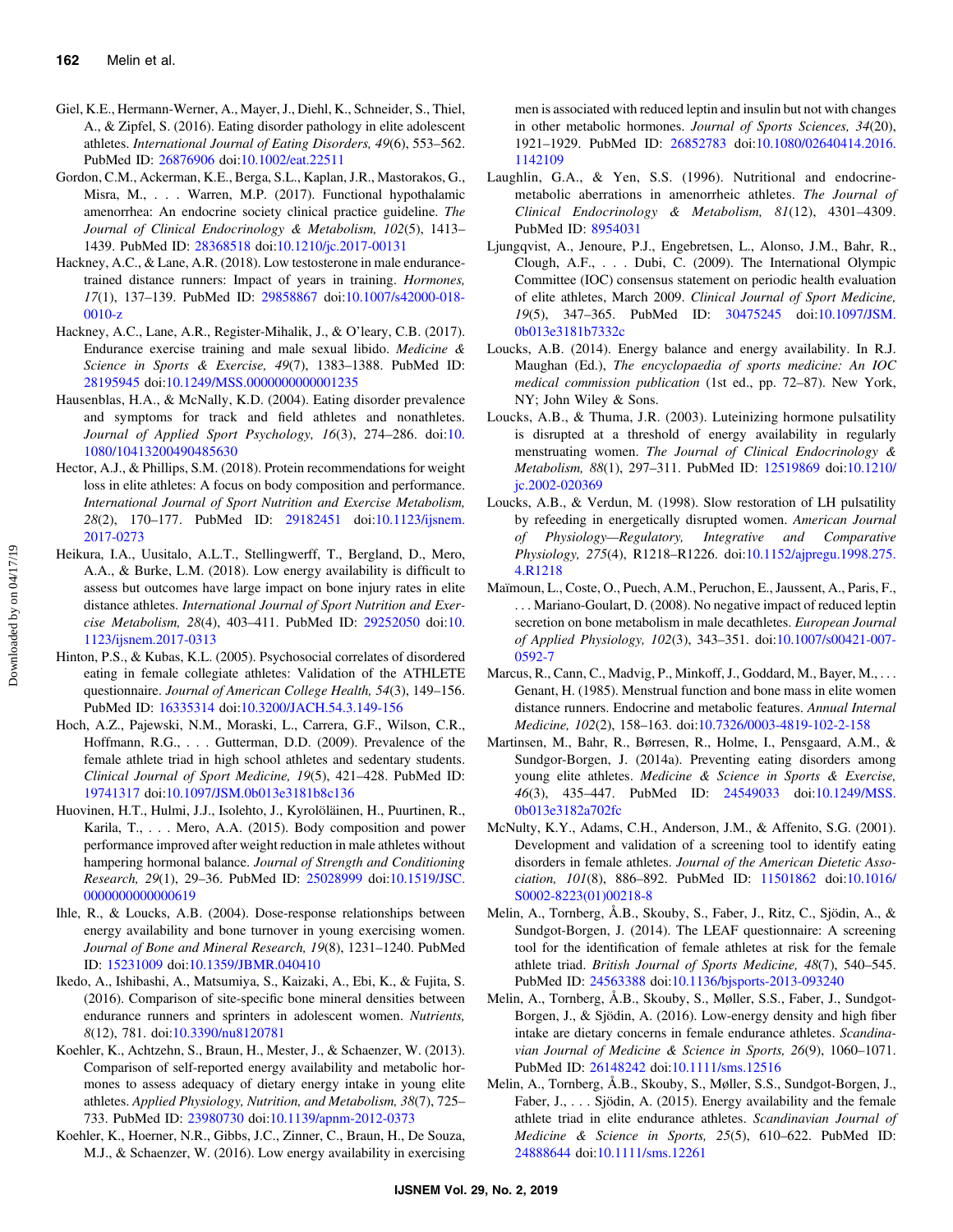Giel, K.E., Hermann-Werner, A., Mayer, J., Diehl, K., Schneider, S., Thiel, A., & Zipfel, S. (2016). Eating disorder pathology in elite adolescent athletes. *International Journal of Eating Disorders, 49*(6), 553–562. PubMed ID: 26876906 doi:10.1002/eat.22511

Gordon, C.M., Ackerman, K.E., Berga, S.L., Kaplan, J.R., Mastorakos, G., Misra, M., . . . Warren, M.P. (2017). Functional hypothalamic amenorrhea: An endocrine society clinical practice guideline. *The Journal of Clinical Endocrinology & Metabolism, 102*(5), 1413–1439. PubMed ID: 28368518 doi:10.1210/jc.2017-00131

Hackney, A.C., & Lane, A.R. (2018). Low testosterone in male endurance-trained distance runners: Impact of years in training. *Hormones, 17*(1), 137–139. PubMed ID: 29858867 doi:10.1007/s42000-018-0010-z

Hackney, A.C., Lane, A.R., Register-Mihalik, J., & O'leary, C.B. (2017). Endurance exercise training and male sexual libido. *Medicine & Science in Sports & Exercise, 49*(7), 1383–1388. PubMed ID: 28195945 doi:10.1249/MSS.0000000000001235

Hausenblas, H.A., & McNally, K.D. (2004). Eating disorder prevalence and symptoms for track and field athletes and nonathletes. *Journal of Applied Sport Psychology, 16*(3), 274–286. doi:10.1080/10413200490485630

Hector, A.J., & Phillips, S.M. (2018). Protein recommendations for weight loss in elite athletes: A focus on body composition and performance. *International Journal of Sport Nutrition and Exercise Metabolism, 28*(2), 170–177. PubMed ID: 29182451 doi:10.1123/ijsnem.2017-0273

Heikura, I.A., Uusitalo, A.L.T., Stellingwerff, T., Bergland, D., Mero, A.A., & Burke, L.M. (2018). Low energy availability is difficult to assess but outcomes have large impact on bone injury rates in elite distance athletes. *International Journal of Sport Nutrition and Exercise Metabolism, 28*(4), 403–411. PubMed ID: 29252050 doi:10.1123/ijsnem.2017-0313

Hinton, P.S., & Kubas, K.L. (2005). Psychosocial correlates of disordered eating in female collegiate athletes: Validation of the ATHLETE questionnaire. *Journal of American College Health, 54*(3), 149–156. PubMed ID: 16335314 doi:10.3200/JACH.54.3.149-156

Hoch, A.Z., Pajewski, N.M., Moraski, L., Carrera, G.F., Wilson, C.R., Hoffmann, R.G., . . . Gutterman, D.D. (2009). Prevalence of the female athlete triad in high school athletes and sedentary students. *Clinical Journal of Sport Medicine, 19*(5), 421–428. PubMed ID: 19741317 doi:10.1097/JSM.0b013e3181b8c136

Huovinen, H.T., Hulmi, J.J., Isolehto, J., Kyrolöläinen, H., Puurtinen, R., Karila, T., . . . Mero, A.A. (2015). Body composition and power performance improved after weight reduction in male athletes without hampering hormonal balance. *Journal of Strength and Conditioning Research, 29*(1), 29–36. PubMed ID: 25028999 doi:10.1519/JSC.0000000000000619

Ihle, R., & Loucks, A.B. (2004). Dose-response relationships between energy availability and bone turnover in young exercising women. *Journal of Bone and Mineral Research, 19*(8), 1231–1240. PubMed ID: 15231009 doi:10.1359/JBMR.040410

Ikedo, A., Ishibashi, A., Matsumiya, S., Kaizaki, A., Ebi, K., & Fujita, S. (2016). Comparison of site-specific bone mineral densities between endurance runners and sprinters in adolescent women. *Nutrients, 8*(12), 781. doi:10.3390/nu8120781

Koehler, K., Achtzehn, S., Braun, H., Mester, J., & Schaenzer, W. (2013). Comparison of self-reported energy availability and metabolic hormones to assess adequacy of dietary energy intake in young elite athletes. *Applied Physiology, Nutrition, and Metabolism, 38*(7), 725–733. PubMed ID: 23980730 doi:10.1139/apnm-2012-0373

Koehler, K., Hoerner, N.R., Gibbs, J.C., Zinner, C., Braun, H., De Souza, M.J., & Schaenzer, W. (2016). Low energy availability in exercising men is associated with reduced leptin and insulin but not with changes in other metabolic hormones. *Journal of Sports Sciences, 34*(20), 1921–1929. PubMed ID: 26852783 doi:10.1080/02640414.2016.1142109

Laughlin, G.A., & Yen, S.S. (1996). Nutritional and endocrine-metabolic aberrations in amenorrheic athletes. *The Journal of Clinical Endocrinology & Metabolism, 81*(12), 4301–4309. PubMed ID: 8954031

Ljungqvist, A., Jenoure, P.J., Engebretsen, L., Alonso, J.M., Bahr, R., Clough, A.F., . . . Dubi, C. (2009). The International Olympic Committee (IOC) consensus statement on periodic health evaluation of elite athletes, March 2009. *Clinical Journal of Sport Medicine, 19*(5), 347–365. PubMed ID: 30475245 doi:10.1097/JSM.0b013e3181b7332c

Loucks, A.B. (2014). Energy balance and energy availability. In R.J. Maughan (Ed.), *The encyclopaedia of sports medicine: An IOC medical commission publication* (1st ed., pp. 72–87). New York, NY; John Wiley & Sons.

Loucks, A.B., & Thuma, J.R. (2003). Luteinizing hormone pulsatility is disrupted at a threshold of energy availability in regularly menstruating women. *The Journal of Clinical Endocrinology & Metabolism, 88*(1), 297–311. PubMed ID: 12519869 doi:10.1210/jc.2002-020369

Loucks, A.B., & Verdun, M. (1998). Slow restoration of LH pulsatility by refeeding in energetically disrupted women. *American Journal of Physiology—Regulatory, Integrative and Comparative Physiology, 275*(4), R1218–R1226. doi:10.1152/ajpregu.1998.275.4.R1218

Maïmoun, L., Coste, O., Puech, A.M., Peruchon, E., Jaussent, A., Paris, F., . . . Mariano-Goulart, D. (2008). No negative impact of reduced leptin secretion on bone metabolism in male decathletes. *European Journal of Applied Physiology, 102*(3), 343–351. doi:10.1007/s00421-007-0592-7

Marcus, R., Cann, C., Madvig, P., Minkoff, J., Goddard, M., Bayer, M., . . . Genant, H. (1985). Menstrual function and bone mass in elite women distance runners. Endocrine and metabolic features. *Annual Internal Medicine, 102*(2), 158–163. doi:10.7326/0003-4819-102-2-158

Martinsen, M., Bahr, R., Børresen, R., Holme, I., Pensgaard, A.M., & Sundgor-Borgen, J. (2014a). Preventing eating disorders among young elite athletes. *Medicine & Science in Sports & Exercise, 46*(3), 435–447. PubMed ID: 24549033 doi:10.1249/MSS.0b013e3182a702fc

McNulty, K.Y., Adams, C.H., Anderson, J.M., & Affenito, S.G. (2001). Development and validation of a screening tool to identify eating disorders in female athletes. *Journal of the American Dietetic Association, 101*(8), 886–892. PubMed ID: 11501862 doi:10.1016/S0002-8223(01)00218-8

Melin, A., Tornberg, Å.B., Skouby, S., Faber, J., Ritz, C., Sjödin, A., & Sundgot-Borgen, J. (2014). The LEAF questionnaire: A screening tool for the identification of female athletes at risk for the female athlete triad. *British Journal of Sports Medicine, 48*(7), 540–545. PubMed ID: 24563388 doi:10.1136/bjsports-2013-093240

Melin, A., Tornberg, Å.B., Skouby, S., Møller, S.S., Faber, J., Sundgot-Borgen, J., & Sjödin, A. (2016). Low-energy density and high fiber intake are dietary concerns in female endurance athletes. *Scandinavian Journal of Medicine & Science in Sports, 26*(9), 1060–1071. PubMed ID: 26148242 doi:10.1111/sms.12516

Melin, A., Tornberg, Å.B., Skouby, S., Møller, S.S., Sundgot-Borgen, J., Faber, J., . . . Sjödin, A. (2015). Energy availability and the female athlete triad in elite endurance athletes. *Scandinavian Journal of Medicine & Science in Sports, 25*(5), 610–622. PubMed ID: 24888644 doi:10.1111/sms.12261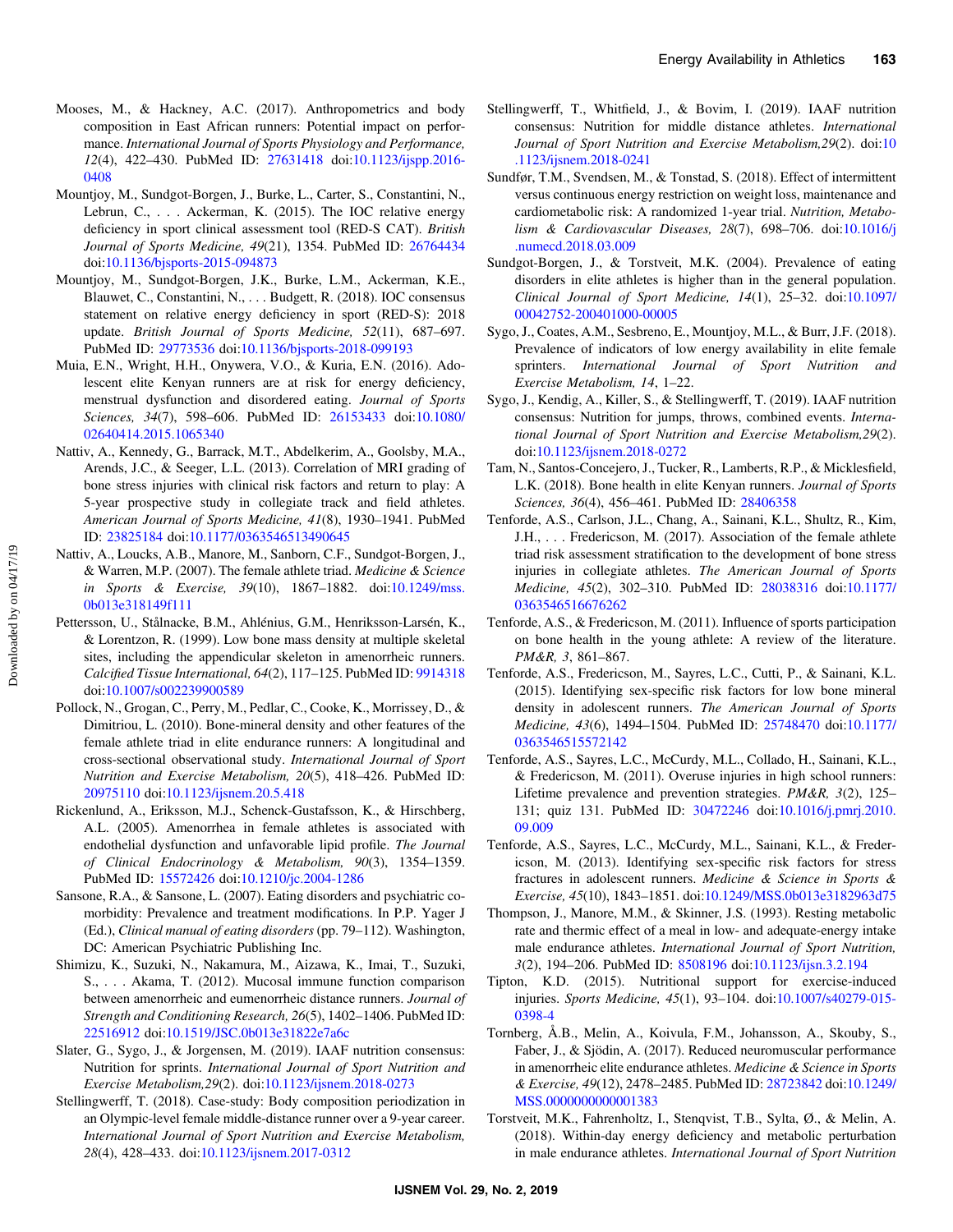Mooses, M., & Hackney, A.C. (2017). Anthropometrics and body composition in East African runners: Potential impact on performance. *International Journal of Sports Physiology and Performance, 12*(4), 422–430. PubMed ID: 27631418 doi:10.1123/ijspp.2016-0408

Mountjoy, M., Sundgot-Borgen, J., Burke, L., Carter, S., Constantini, N., Lebrun, C., . . . Ackerman, K. (2015). The IOC relative energy deficiency in sport clinical assessment tool (RED-S CAT). *British Journal of Sports Medicine, 49*(21), 1354. PubMed ID: 26764434 doi:10.1136/bjsports-2015-094873

Mountjoy, M., Sundgot-Borgen, J.K., Burke, L.M., Ackerman, K.E., Blauwet, C., Constantini, N., . . . Budgett, R. (2018). IOC consensus statement on relative energy deficiency in sport (RED-S): 2018 update. *British Journal of Sports Medicine, 52*(11), 687–697. PubMed ID: 29773536 doi:10.1136/bjsports-2018-099193

Muia, E.N., Wright, H.H., Onywera, V.O., & Kuria, E.N. (2016). Adolescent elite Kenyan runners are at risk for energy deficiency, menstrual dysfunction and disordered eating. *Journal of Sports Sciences, 34*(7), 598–606. PubMed ID: 26153433 doi:10.1080/02640414.2015.1065340

Nattiv, A., Kennedy, G., Barrack, M.T., Abdelkerim, A., Goolsby, M.A., Arends, J.C., & Seeger, L.L. (2013). Correlation of MRI grading of bone stress injuries with clinical risk factors and return to play: A 5-year prospective study in collegiate track and field athletes. *American Journal of Sports Medicine, 41*(8), 1930–1941. PubMed ID: 23825184 doi:10.1177/0363546513490645

Nattiv, A., Loucks, A.B., Manore, M., Sanborn, C.F., Sundgot-Borgen, J., & Warren, M.P. (2007). The female athlete triad. *Medicine & Science in Sports & Exercise, 39*(10), 1867–1882. doi:10.1249/mss.0b013e318149f111

Pettersson, U., Stålnacke, B.M., Ahlénius, G.M., Henriksson-Larsén, K., & Lorentzon, R. (1999). Low bone mass density at multiple skeletal sites, including the appendicular skeleton in amenorrheic runners. *Calcified Tissue International, 64*(2), 117–125. PubMed ID: 9914318 doi:10.1007/s002239900589

Pollock, N., Grogan, C., Perry, M., Pedlar, C., Cooke, K., Morrissey, D., & Dimitriou, L. (2010). Bone-mineral density and other features of the female athlete triad in elite endurance runners: A longitudinal and cross-sectional observational study. *International Journal of Sport Nutrition and Exercise Metabolism, 20*(5), 418–426. PubMed ID: 20975110 doi:10.1123/ijsnem.20.5.418

Rickenlund, A., Eriksson, M.J., Schenck-Gustafsson, K., & Hirschberg, A.L. (2005). Amenorrhea in female athletes is associated with endothelial dysfunction and unfavorable lipid profile. *The Journal of Clinical Endocrinology & Metabolism, 90*(3), 1354–1359. PubMed ID: 15572426 doi:10.1210/jc.2004-1286

Sansone, R.A., & Sansone, L. (2007). Eating disorders and psychiatric comorbidity: Prevalence and treatment modifications. In P.P. Yager J (Ed.), *Clinical manual of eating disorders* (pp. 79–112). Washington, DC: American Psychiatric Publishing Inc.

Shimizu, K., Suzuki, N., Nakamura, M., Aizawa, K., Imai, T., Suzuki, S., . . . Akama, T. (2012). Mucosal immune function comparison between amenorrheic and eumenorrheic distance runners. *Journal of Strength and Conditioning Research, 26*(5), 1402–1406. PubMed ID: 22516912 doi:10.1519/JSC.0b013e31822e7a6c

Slater, G., Sygo, J., & Jorgensen, M. (2019). IAAF nutrition consensus: Nutrition for sprints. *International Journal of Sport Nutrition and Exercise Metabolism,29*(2). doi:10.1123/ijsnem.2018-0273

Stellingwerff, T. (2018). Case-study: Body composition periodization in an Olympic-level female middle-distance runner over a 9-year career. *International Journal of Sport Nutrition and Exercise Metabolism, 28*(4), 428–433. doi:10.1123/ijsnem.2017-0312

Stellingwerff, T., Whitfield, J., & Bovim, I. (2019). IAAF nutrition consensus: Nutrition for middle distance athletes. *International Journal of Sport Nutrition and Exercise Metabolism,29*(2). doi:10.1123/ijsnem.2018-0241

Sundfør, T.M., Svendsen, M., & Tonstad, S. (2018). Effect of intermittent versus continuous energy restriction on weight loss, maintenance and cardiometabolic risk: A randomized 1-year trial. *Nutrition, Metabolism & Cardiovascular Diseases, 28*(7), 698–706. doi:10.1016/j.numecd.2018.03.009

Sundgot-Borgen, J., & Torstveit, M.K. (2004). Prevalence of eating disorders in elite athletes is higher than in the general population. *Clinical Journal of Sport Medicine, 14*(1), 25–32. doi:10.1097/00042752-200401000-00005

Sygo, J., Coates, A.M., Sesbreno, E., Mountjoy, M.L., & Burr, J.F. (2018). Prevalence of indicators of low energy availability in elite female sprinters. *International Journal of Sport Nutrition and Exercise Metabolism, 14*, 1–22.

Sygo, J., Kendig, A., Killer, S., & Stellingwerff, T. (2019). IAAF nutrition consensus: Nutrition for jumps, throws, combined events. *International Journal of Sport Nutrition and Exercise Metabolism,29*(2). doi:10.1123/ijsnem.2018-0272

Tam, N., Santos-Concejero, J., Tucker, R., Lamberts, R.P., & Micklesfield, L.K. (2018). Bone health in elite Kenyan runners. *Journal of Sports Sciences, 36*(4), 456–461. PubMed ID: 28406358

Tenforde, A.S., Carlson, J.L., Chang, A., Sainani, K.L., Shultz, R., Kim, J.H., . . . Fredericson, M. (2017). Association of the female athlete triad risk assessment stratification to the development of bone stress injuries in collegiate athletes. *The American Journal of Sports Medicine, 45*(2), 302–310. PubMed ID: 28038316 doi:10.1177/0363546516676262

Tenforde, A.S., & Fredericson, M. (2011). Influence of sports participation on bone health in the young athlete: A review of the literature. *PM&R, 3*, 861–867.

Tenforde, A.S., Fredericson, M., Sayres, L.C., Cutti, P., & Sainani, K.L. (2015). Identifying sex-specific risk factors for low bone mineral density in adolescent runners. *The American Journal of Sports Medicine, 43*(6), 1494–1504. PubMed ID: 25748470 doi:10.1177/0363546515572142

Tenforde, A.S., Sayres, L.C., McCurdy, M.L., Collado, H., Sainani, K.L., & Fredericson, M. (2011). Overuse injuries in high school runners: Lifetime prevalence and prevention strategies. *PM&R, 3*(2), 125–131; quiz 131. PubMed ID: 30472246 doi:10.1016/j.pmrj.2010.09.009

Tenforde, A.S., Sayres, L.C., McCurdy, M.L., Sainani, K.L., & Fredericson, M. (2013). Identifying sex-specific risk factors for stress fractures in adolescent runners. *Medicine & Science in Sports & Exercise, 45*(10), 1843–1851. doi:10.1249/MSS.0b013e3182963d75

Thompson, J., Manore, M.M., & Skinner, J.S. (1993). Resting metabolic rate and thermic effect of a meal in low- and adequate-energy intake male endurance athletes. *International Journal of Sport Nutrition, 3*(2), 194–206. PubMed ID: 8508196 doi:10.1123/ijsn.3.2.194

Tipton, K.D. (2015). Nutritional support for exercise-induced injuries. *Sports Medicine, 45*(1), 93–104. doi:10.1007/s40279-015-0398-4

Tornberg, Å.B., Melin, A., Koivula, F.M., Johansson, A., Skouby, S., Faber, J., & Sjödin, A. (2017). Reduced neuromuscular performance in amenorrheic elite endurance athletes. *Medicine & Science in Sports & Exercise, 49*(12), 2478–2485. PubMed ID: 28723842 doi:10.1249/MSS.0000000000001383

Torstveit, M.K., Fahrenholtz, I., Stenqvist, T.B., Sylta, Ø., & Melin, A. (2018). Within-day energy deficiency and metabolic perturbation in male endurance athletes. *International Journal of Sport Nutrition*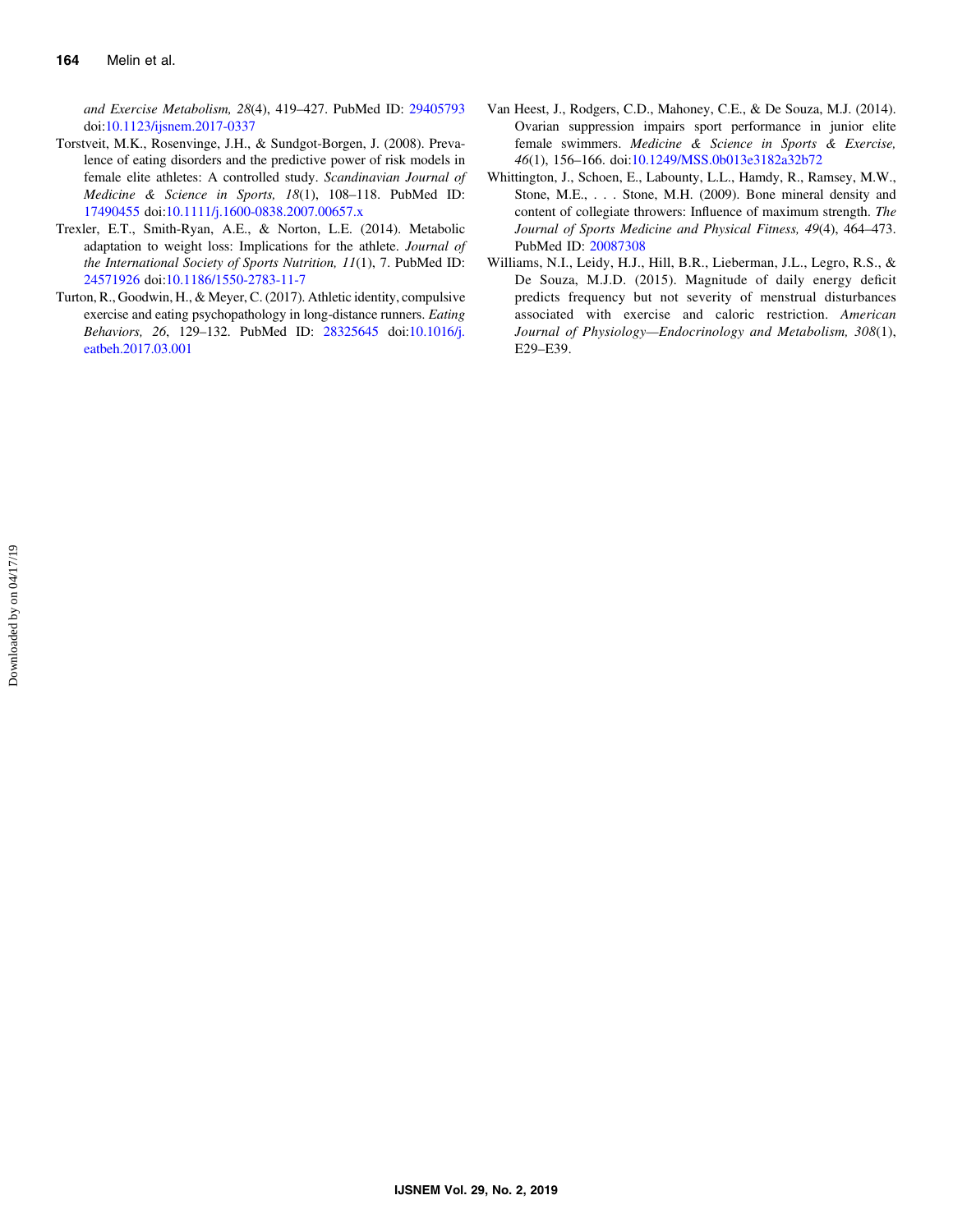*and Exercise Metabolism, 28*(4), 419–427. PubMed ID: 29405793 doi:10.1123/ijsnem.2017-0337

Torstveit, M.K., Rosenvinge, J.H., & Sundgot-Borgen, J. (2008). Prevalence of eating disorders and the predictive power of risk models in female elite athletes: A controlled study. *Scandinavian Journal of Medicine & Science in Sports, 18*(1), 108–118. PubMed ID: 17490455 doi:10.1111/j.1600-0838.2007.00657.x

Trexler, E.T., Smith-Ryan, A.E., & Norton, L.E. (2014). Metabolic adaptation to weight loss: Implications for the athlete. *Journal of the International Society of Sports Nutrition, 11*(1), 7. PubMed ID: 24571926 doi:10.1186/1550-2783-11-7

Turton, R., Goodwin, H., & Meyer, C. (2017). Athletic identity, compulsive exercise and eating psychopathology in long-distance runners. *Eating Behaviors, 26*, 129–132. PubMed ID: 28325645 doi:10.1016/j.eatbeh.2017.03.001

Van Heest, J., Rodgers, C.D., Mahoney, C.E., & De Souza, M.J. (2014). Ovarian suppression impairs sport performance in junior elite female swimmers. *Medicine & Science in Sports & Exercise, 46*(1), 156–166. doi:10.1249/MSS.0b013e3182a32b72

Whittington, J., Schoen, E., Labounty, L.L., Hamdy, R., Ramsey, M.W., Stone, M.E., . . . Stone, M.H. (2009). Bone mineral density and content of collegiate throwers: Influence of maximum strength. *The Journal of Sports Medicine and Physical Fitness, 49*(4), 464–473. PubMed ID: 20087308

Williams, N.I., Leidy, H.J., Hill, B.R., Lieberman, J.L., Legro, R.S., & De Souza, M.J.D. (2015). Magnitude of daily energy deficit predicts frequency but not severity of menstrual disturbances associated with exercise and caloric restriction. *American Journal of Physiology—Endocrinology and Metabolism, 308*(1), E29–E39.